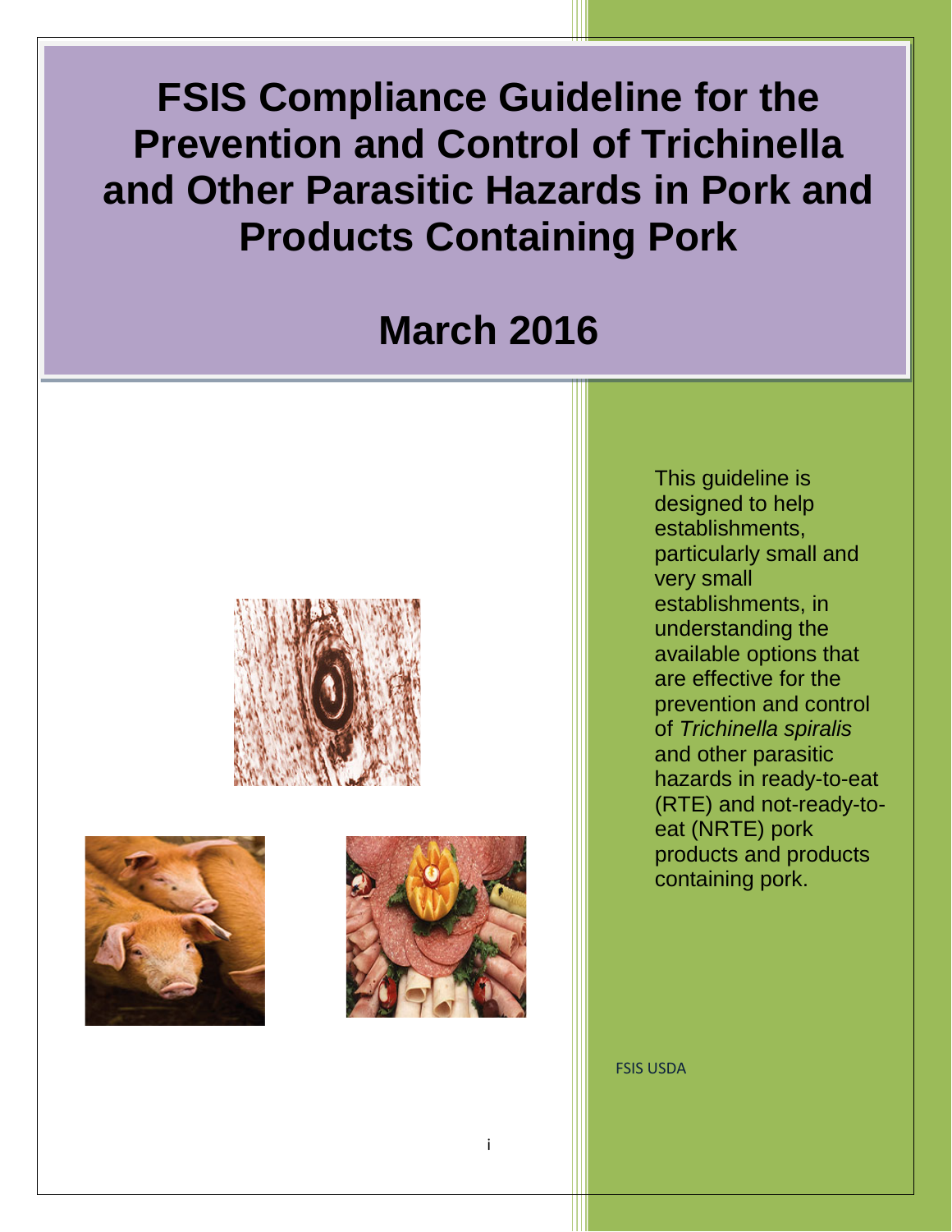# FSIS Compliance Guideline for the Prevention and Control of Trichinella and Other Parasitic Hazards in Pork and Products Containing Pork

## March 2016

This guideline is designed to help establishments, particularly small and very small establishments, in understanding the available options that are effective for the prevention and control of *Trichinella spiralis* and other parasitic hazards in ready-to-eat (RTE) and not-ready-to-eat (NRTE) pork products and products containing pork.

FSIS USDA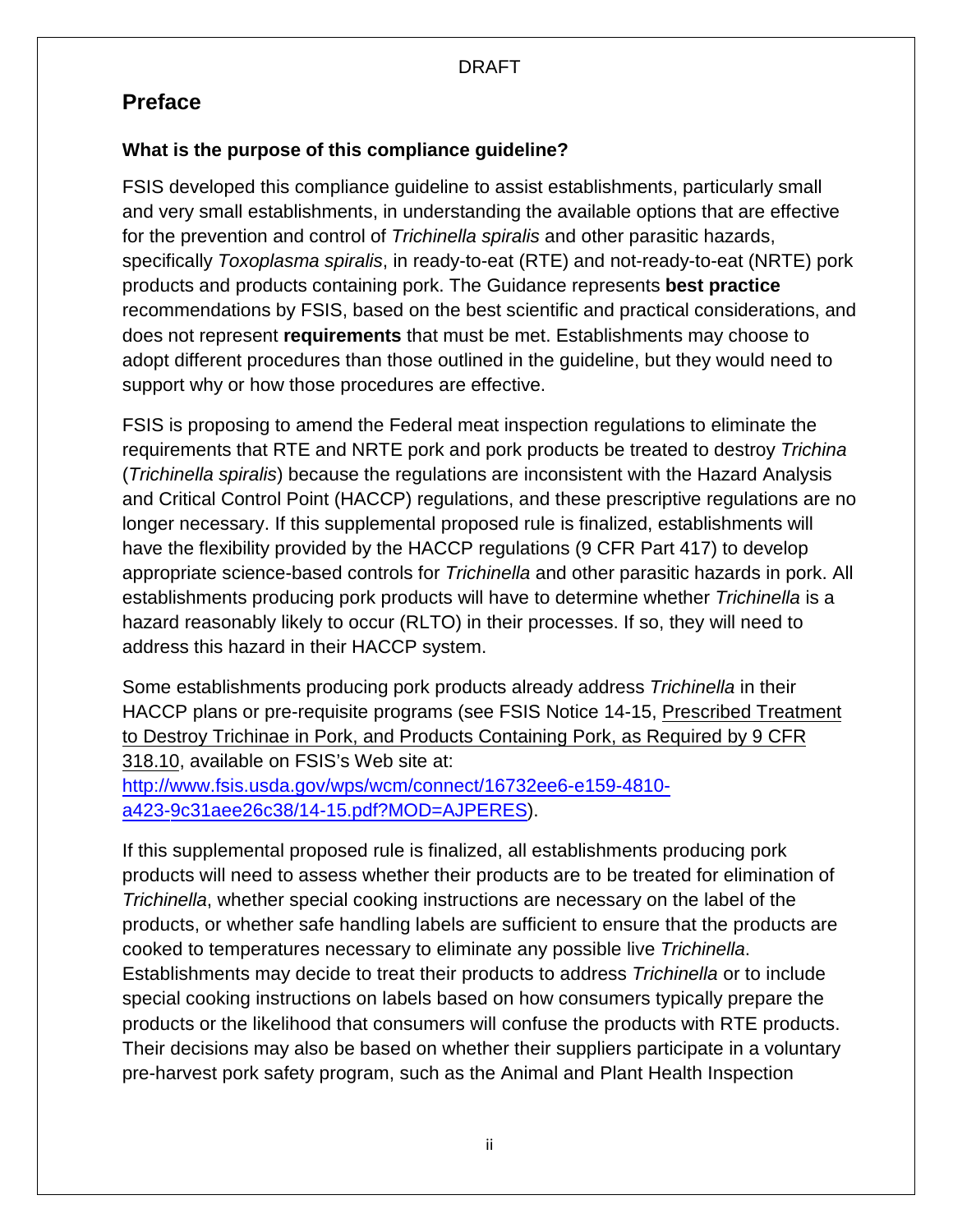# Preface

### What is the purpose of this compliance guideline?

FSIS developed this compliance guideline to assist establishments, particularly small and very small establishments, in understanding the available options that are effective for the prevention and control of *Trichinella spiralis* and other parasitic hazards, specifically *Toxoplasma spiralis*, in ready-to-eat (RTE) and not-ready-to-eat (NRTE) pork products and products containing pork. The Guidance represents **best practice** recommendations by FSIS, based on the best scientific and practical considerations, and does not represent **requirements** that must be met. Establishments may choose to adopt different procedures than those outlined in the guideline, but they would need to support why or how those procedures are effective.

FSIS is proposing to amend the Federal meat inspection regulations to eliminate the requirements that RTE and NRTE pork and pork products be treated to destroy *Trichina* (*Trichinella spiralis*) because the regulations are inconsistent with the Hazard Analysis and Critical Control Point (HACCP) regulations, and these prescriptive regulations are no longer necessary. If this supplemental proposed rule is finalized, establishments will have the flexibility provided by the HACCP regulations (9 CFR Part 417) to develop appropriate science-based controls for *Trichinella* and other parasitic hazards in pork. All establishments producing pork products will have to determine whether *Trichinella* is a hazard reasonably likely to occur (RLTO) in their processes. If so, they will need to address this hazard in their HACCP system.

Some establishments producing pork products already address *Trichinella* in their HACCP plans or pre-requisite programs (see FSIS Notice 14-15, Prescribed Treatment to Destroy Trichinae in Pork, and Products Containing Pork, as Required by 9 CFR 318.10, available on FSIS's Web site at: [http://www.fsis.usda.gov/wps/wcm/connect/16732ee6-e159-4810-a423-9c31aee26c38/14-15.pdf?MOD=AJPERES](http://www.fsis.usda.gov/wps/wcm/connect/16732ee6-e159-4810-a423-9c31aee26c38/14-15.pdf?MOD=AJPERES)).

If this supplemental proposed rule is finalized, all establishments producing pork products will need to assess whether their products are to be treated for elimination of *Trichinella*, whether special cooking instructions are necessary on the label of the products, or whether safe handling labels are sufficient to ensure that the products are cooked to temperatures necessary to eliminate any possible live *Trichinella*. Establishments may decide to treat their products to address *Trichinella* or to include special cooking instructions on labels based on how consumers typically prepare the products or the likelihood that consumers will confuse the products with RTE products. Their decisions may also be based on whether their suppliers participate in a voluntary pre-harvest pork safety program, such as the Animal and Plant Health Inspection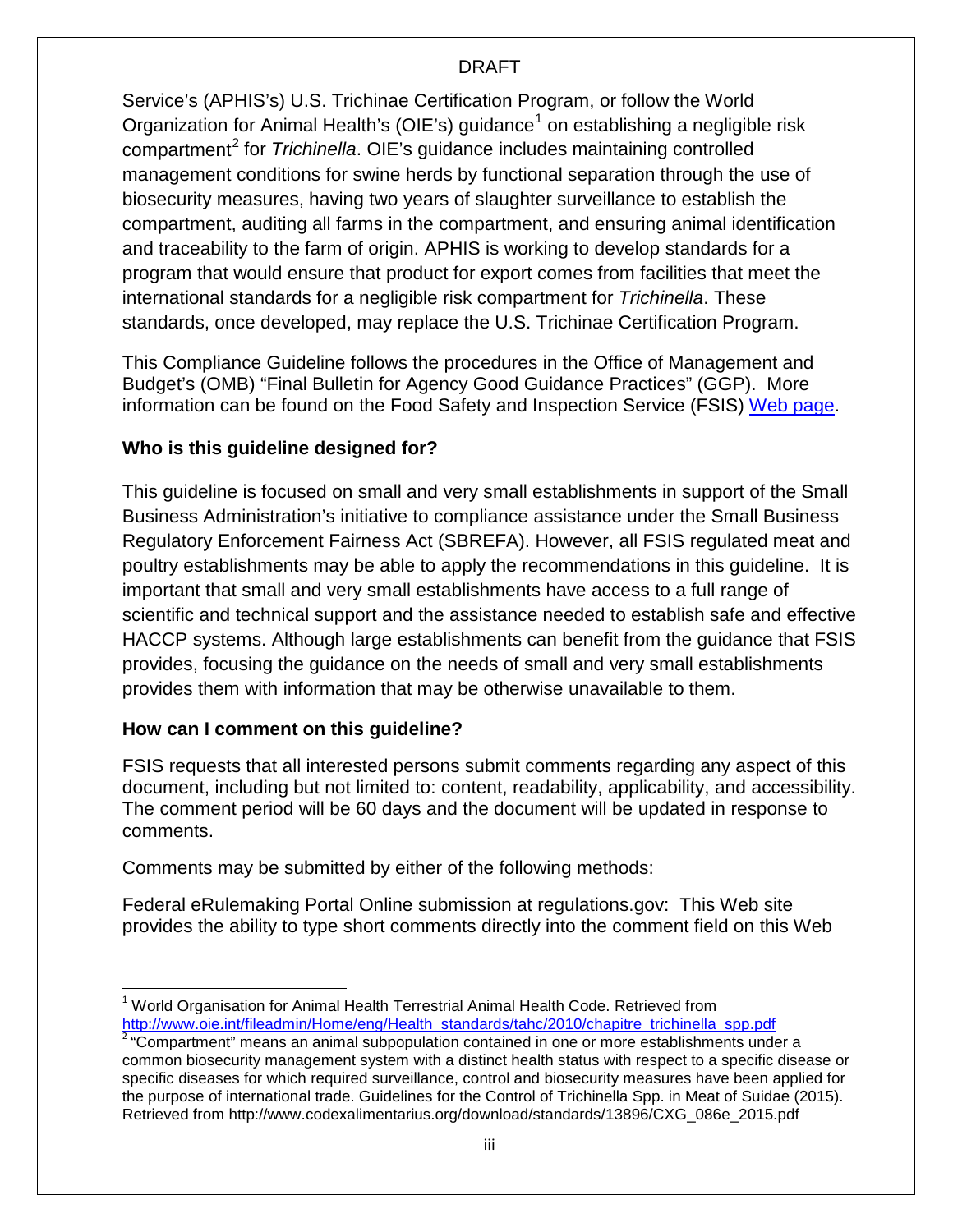Service's (APHIS's) U.S. Trichinae Certification Program, or follow the World Organization for Animal Health's (OIE's) guidance[1] on establishing a negligible risk compartment[2] for *Trichinella*. OIE's guidance includes maintaining controlled management conditions for swine herds by functional separation through the use of biosecurity measures, having two years of slaughter surveillance to establish the compartment, auditing all farms in the compartment, and ensuring animal identification and traceability to the farm of origin. APHIS is working to develop standards for a program that would ensure that product for export comes from facilities that meet the international standards for a negligible risk compartment for *Trichinella*. These standards, once developed, may replace the U.S. Trichinae Certification Program.

This Compliance Guideline follows the procedures in the Office of Management and Budget's (OMB) "Final Bulletin for Agency Good Guidance Practices" (GGP). More information can be found on the Food Safety and Inspection Service (FSIS) [Web page](#).

**Who is this guideline designed for?**

This guideline is focused on small and very small establishments in support of the Small Business Administration's initiative to compliance assistance under the Small Business Regulatory Enforcement Fairness Act (SBREFA). However, all FSIS regulated meat and poultry establishments may be able to apply the recommendations in this guideline. It is important that small and very small establishments have access to a full range of scientific and technical support and the assistance needed to establish safe and effective HACCP systems. Although large establishments can benefit from the guidance that FSIS provides, focusing the guidance on the needs of small and very small establishments provides them with information that may be otherwise unavailable to them.

**How can I comment on this guideline?**

FSIS requests that all interested persons submit comments regarding any aspect of this document, including but not limited to: content, readability, applicability, and accessibility. The comment period will be 60 days and the document will be updated in response to comments.

Comments may be submitted by either of the following methods:

Federal eRulemaking Portal Online submission at regulations.gov: This Web site provides the ability to type short comments directly into the comment field on this Web

---

[1] World Organisation for Animal Health Terrestrial Animal Health Code. Retrieved from http://www.oie.int/fileadmin/Home/eng/Health_standards/tahc/2010/chapitre_trichinella_spp.pdf

[2] "Compartment" means an animal subpopulation contained in one or more establishments under a common biosecurity management system with a distinct health status with respect to a specific disease or specific diseases for which required surveillance, control and biosecurity measures have been applied for the purpose of international trade. Guidelines for the Control of Trichinella Spp. in Meat of Suidae (2015). Retrieved from http://www.codexalimentarius.org/download/standards/13896/CXG_086e_2015.pdf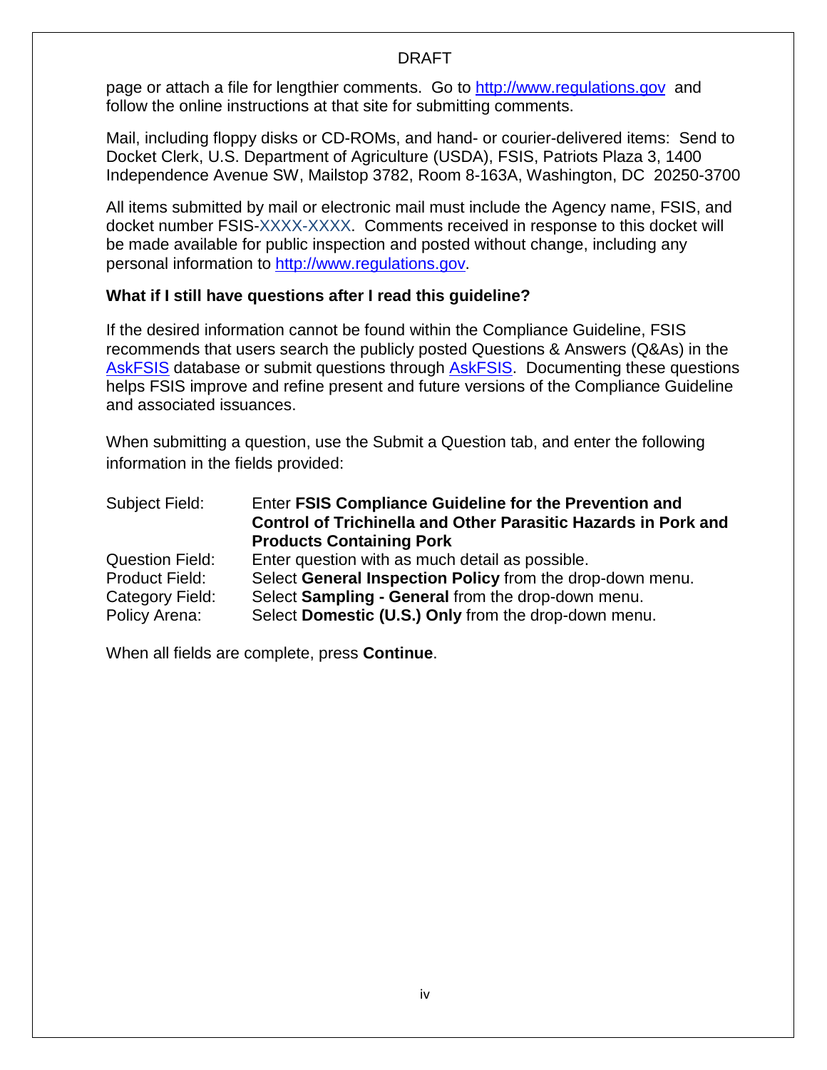page or attach a file for lengthier comments. Go to [http://www.regulations.gov](http://www.regulations.gov) and follow the online instructions at that site for submitting comments.

Mail, including floppy disks or CD-ROMs, and hand- or courier-delivered items: Send to Docket Clerk, U.S. Department of Agriculture (USDA), FSIS, Patriots Plaza 3, 1400 Independence Avenue SW, Mailstop 3782, Room 8-163A, Washington, DC 20250-3700

All items submitted by mail or electronic mail must include the Agency name, FSIS, and docket number FSIS-XXXX-XXXX. Comments received in response to this docket will be made available for public inspection and posted without change, including any personal information to [http://www.regulations.gov](http://www.regulations.gov).

**What if I still have questions after I read this guideline?**

If the desired information cannot be found within the Compliance Guideline, FSIS recommends that users search the publicly posted Questions & Answers (Q&As) in the AskFSIS database or submit questions through AskFSIS. Documenting these questions helps FSIS improve and refine present and future versions of the Compliance Guideline and associated issuances.

When submitting a question, use the Submit a Question tab, and enter the following information in the fields provided:

| | |
|---|---|
| Subject Field: | Enter **FSIS Compliance Guideline for the Prevention and Control of Trichinella and Other Parasitic Hazards in Pork and Products Containing Pork** |
| Question Field: | Enter question with as much detail as possible. |
| Product Field: | Select **General Inspection Policy** from the drop-down menu. |
| Category Field: | Select **Sampling - General** from the drop-down menu. |
| Policy Arena: | Select **Domestic (U.S.) Only** from the drop-down menu. |

When all fields are complete, press **Continue**.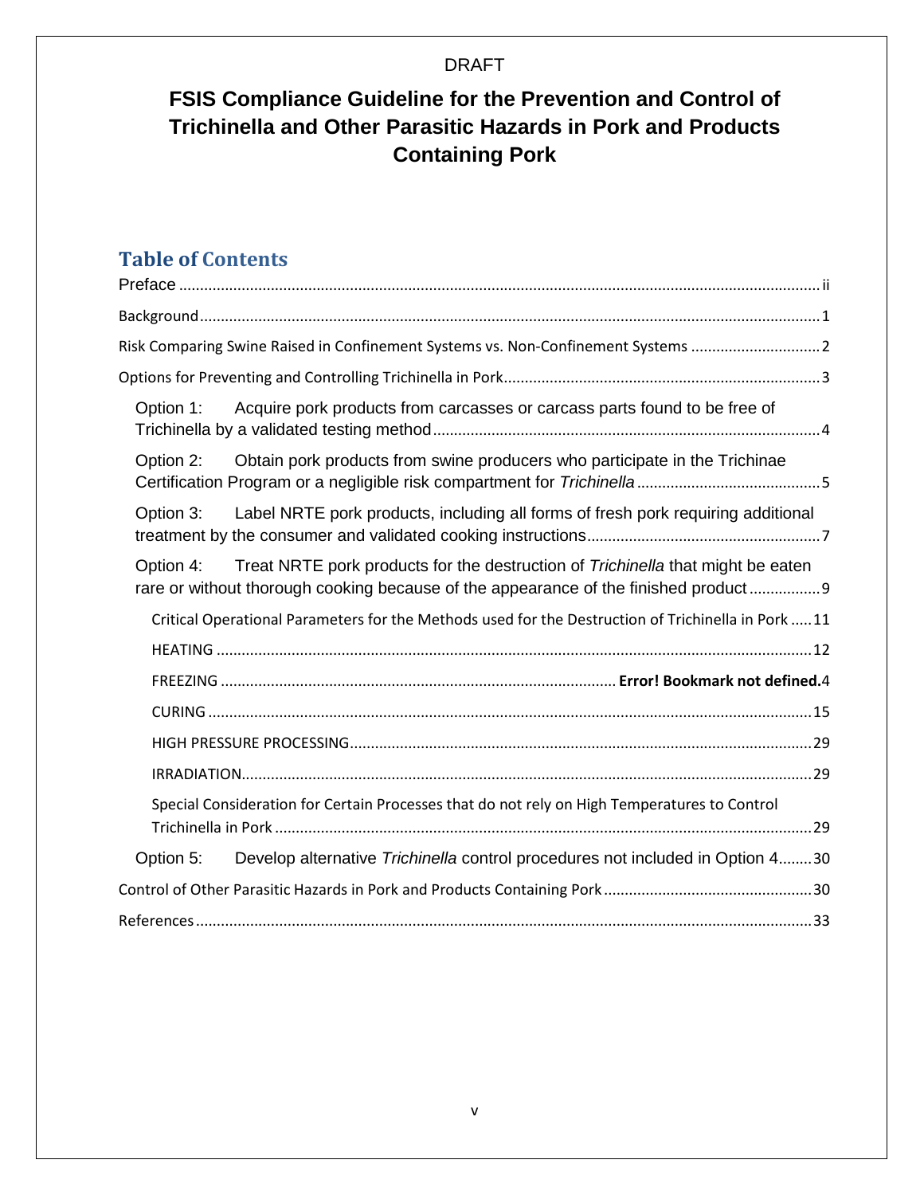DRAFT

# FSIS Compliance Guideline for the Prevention and Control of Trichinella and Other Parasitic Hazards in Pork and Products Containing Pork

## Table of Contents

Preface ....................................................................................................................................... ii

Background................................................................................................................................. 1

Risk Comparing Swine Raised in Confinement Systems vs. Non-Confinement Systems ............................... 2

Options for Preventing and Controlling Trichinella in Pork........................................................................... 3

- Option 1: Acquire pork products from carcasses or carcass parts found to be free of Trichinella by a validated testing method ................................................................................ 4
- Option 2: Obtain pork products from swine producers who participate in the Trichinae Certification Program or a negligible risk compartment for *Trichinella* ........................................... 5
- Option 3: Label NRTE pork products, including all forms of fresh pork requiring additional treatment by the consumer and validated cooking instructions ....................................................... 7
- Option 4: Treat NRTE pork products for the destruction of *Trichinella* that might be eaten rare or without thorough cooking because of the appearance of the finished product ................ 9
  - Critical Operational Parameters for the Methods used for the Destruction of Trichinella in Pork ..... 11
  - HEATING ............................................................................................................................. 12
  - FREEZING ............................................................................ **Error! Bookmark not defined.**4
  - CURING ............................................................................................................................... 15
  - HIGH PRESSURE PROCESSING............................................................................................. 29
  - IRRADIATION........................................................................................................................ 29
  - Special Consideration for Certain Processes that do not rely on High Temperatures to Control Trichinella in Pork ................................................................................................................ 29
- Option 5: Develop alternative *Trichinella* control procedures not included in Option 4........ 30

Control of Other Parasitic Hazards in Pork and Products Containing Pork .................................................. 30

References .................................................................................................................................. 33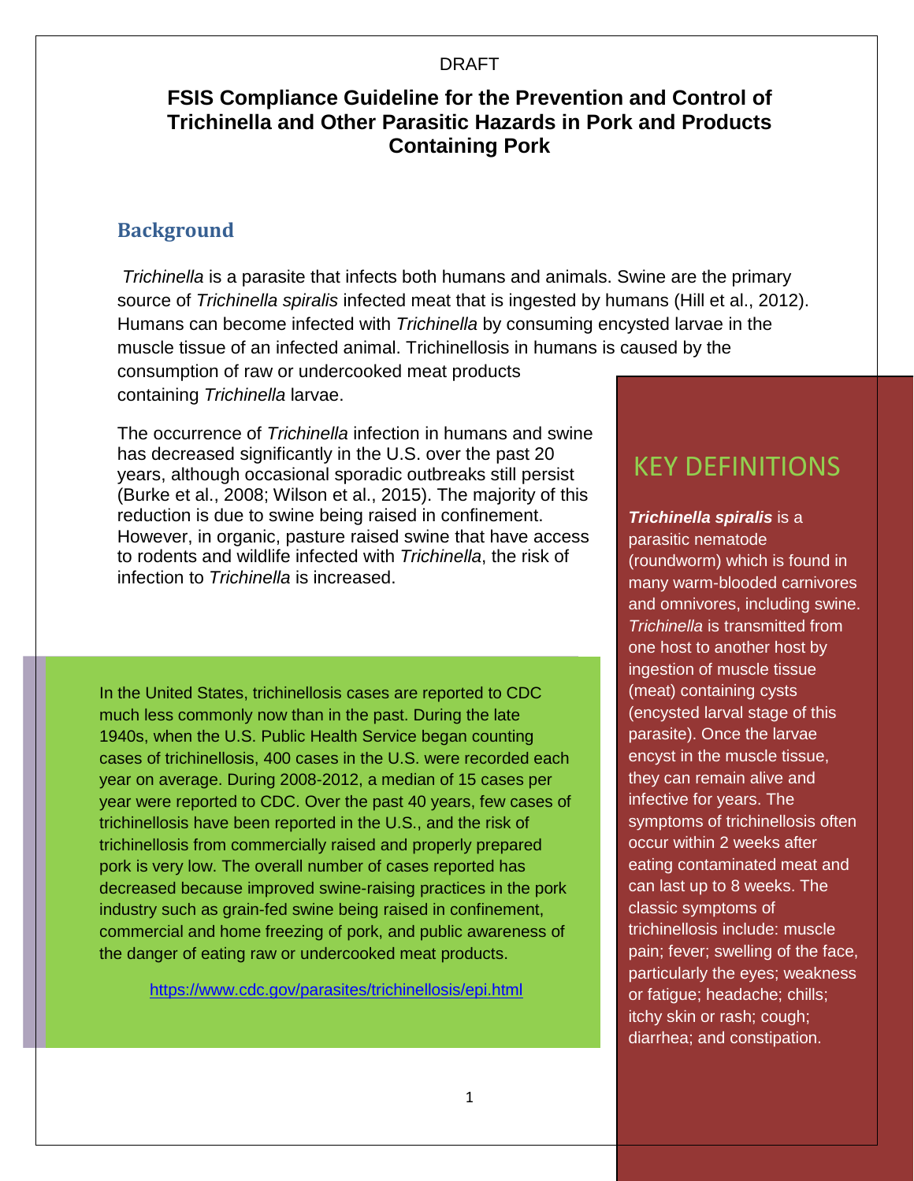DRAFT

# FSIS Compliance Guideline for the Prevention and Control of Trichinella and Other Parasitic Hazards in Pork and Products Containing Pork

## Background

*Trichinella* is a parasite that infects both humans and animals. Swine are the primary source of *Trichinella spiralis* infected meat that is ingested by humans (Hill et al., 2012). Humans can become infected with *Trichinella* by consuming encysted larvae in the muscle tissue of an infected animal. Trichinellosis in humans is caused by the consumption of raw or undercooked meat products containing *Trichinella* larvae.

The occurrence of *Trichinella* infection in humans and swine has decreased significantly in the U.S. over the past 20 years, although occasional sporadic outbreaks still persist (Burke et al., 2008; Wilson et al., 2015). The majority of this reduction is due to swine being raised in confinement. However, in organic, pasture raised swine that have access to rodents and wildlife infected with *Trichinella*, the risk of infection to *Trichinella* is increased.

In the United States, trichinellosis cases are reported to CDC much less commonly now than in the past. During the late 1940s, when the U.S. Public Health Service began counting cases of trichinellosis, 400 cases in the U.S. were recorded each year on average. During 2008-2012, a median of 15 cases per year were reported to CDC. Over the past 40 years, few cases of trichinellosis have been reported in the U.S., and the risk of trichinellosis from commercially raised and properly prepared pork is very low. The overall number of cases reported has decreased because improved swine-raising practices in the pork industry such as grain-fed swine being raised in confinement, commercial and home freezing of pork, and public awareness of the danger of eating raw or undercooked meat products.

https://www.cdc.gov/parasites/trichinellosis/epi.html

## KEY DEFINITIONS

***Trichinella spiralis*** is a parasitic nematode (roundworm) which is found in many warm-blooded carnivores and omnivores, including swine. *Trichinella* is transmitted from one host to another host by ingestion of muscle tissue (meat) containing cysts (encysted larval stage of this parasite). Once the larvae encyst in the muscle tissue, they can remain alive and infective for years. The symptoms of trichinellosis often occur within 2 weeks after eating contaminated meat and can last up to 8 weeks. The classic symptoms of trichinellosis include: muscle pain; fever; swelling of the face, particularly the eyes; weakness or fatigue; headache; chills; itchy skin or rash; cough; diarrhea; and constipation.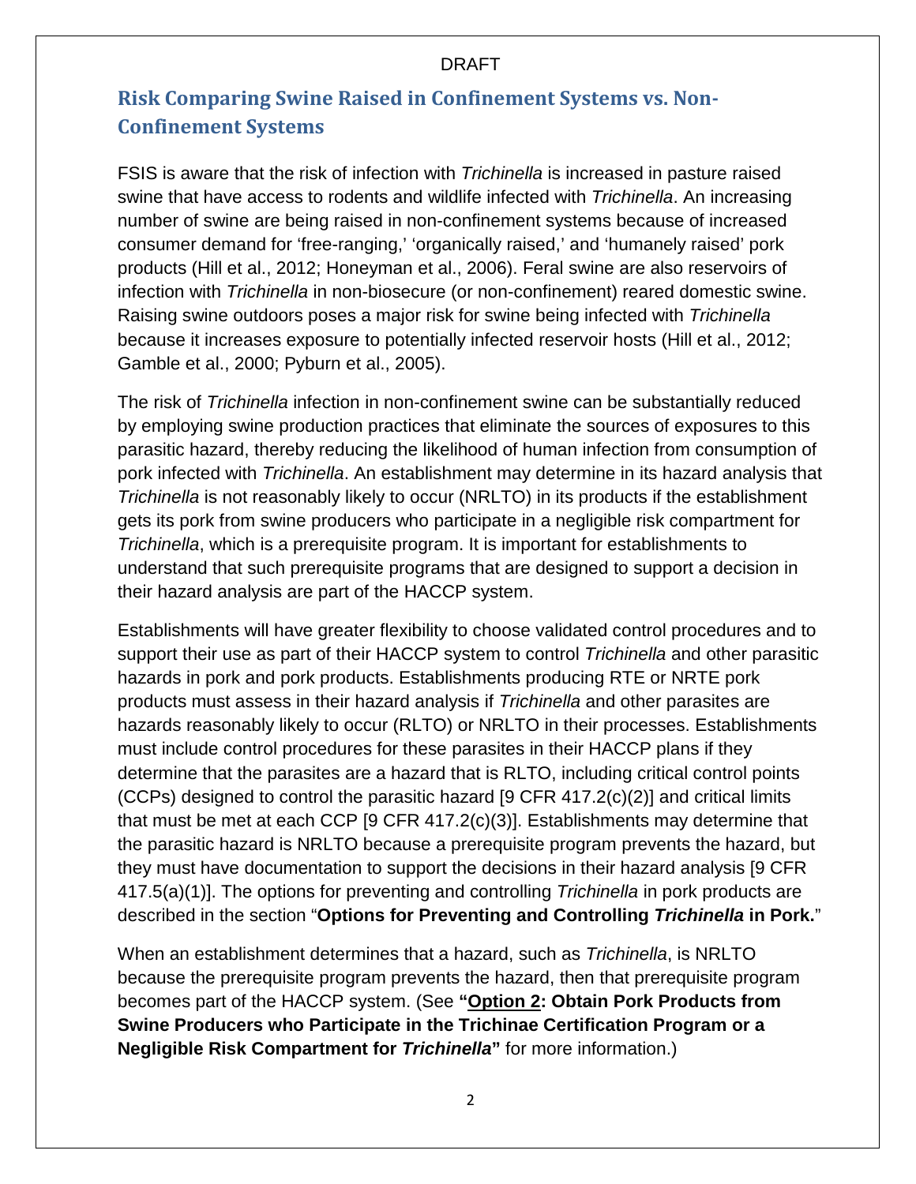## Risk Comparing Swine Raised in Confinement Systems vs. Non-Confinement Systems

FSIS is aware that the risk of infection with *Trichinella* is increased in pasture raised swine that have access to rodents and wildlife infected with *Trichinella*. An increasing number of swine are being raised in non-confinement systems because of increased consumer demand for 'free-ranging,' 'organically raised,' and 'humanely raised' pork products (Hill et al., 2012; Honeyman et al., 2006). Feral swine are also reservoirs of infection with *Trichinella* in non-biosecure (or non-confinement) reared domestic swine. Raising swine outdoors poses a major risk for swine being infected with *Trichinella* because it increases exposure to potentially infected reservoir hosts (Hill et al., 2012; Gamble et al., 2000; Pyburn et al., 2005).

The risk of *Trichinella* infection in non-confinement swine can be substantially reduced by employing swine production practices that eliminate the sources of exposures to this parasitic hazard, thereby reducing the likelihood of human infection from consumption of pork infected with *Trichinella*. An establishment may determine in its hazard analysis that *Trichinella* is not reasonably likely to occur (NRLTO) in its products if the establishment gets its pork from swine producers who participate in a negligible risk compartment for *Trichinella*, which is a prerequisite program. It is important for establishments to understand that such prerequisite programs that are designed to support a decision in their hazard analysis are part of the HACCP system.

Establishments will have greater flexibility to choose validated control procedures and to support their use as part of their HACCP system to control *Trichinella* and other parasitic hazards in pork and pork products. Establishments producing RTE or NRTE pork products must assess in their hazard analysis if *Trichinella* and other parasites are hazards reasonably likely to occur (RLTO) or NRLTO in their processes. Establishments must include control procedures for these parasites in their HACCP plans if they determine that the parasites are a hazard that is RLTO, including critical control points (CCPs) designed to control the parasitic hazard [9 CFR 417.2(c)(2)] and critical limits that must be met at each CCP [9 CFR 417.2(c)(3)]. Establishments may determine that the parasitic hazard is NRLTO because a prerequisite program prevents the hazard, but they must have documentation to support the decisions in their hazard analysis [9 CFR 417.5(a)(1)]. The options for preventing and controlling *Trichinella* in pork products are described in the section "**Options for Preventing and Controlling *Trichinella* in Pork.**"

When an establishment determines that a hazard, such as *Trichinella*, is NRLTO because the prerequisite program prevents the hazard, then that prerequisite program becomes part of the HACCP system. (See **"Option 2: Obtain Pork Products from Swine Producers who Participate in the Trichinae Certification Program or a Negligible Risk Compartment for *Trichinella*"** for more information.)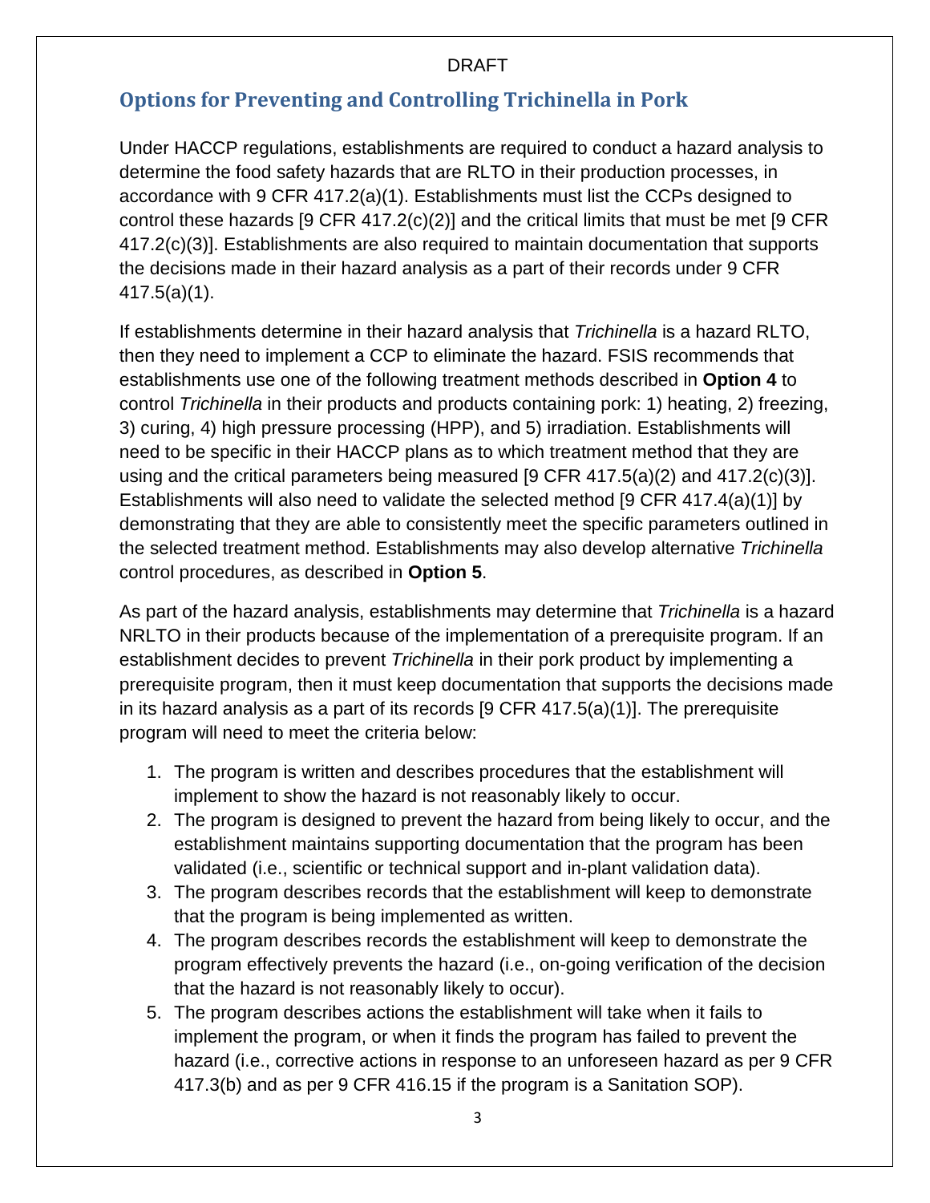DRAFT

## Options for Preventing and Controlling Trichinella in Pork

Under HACCP regulations, establishments are required to conduct a hazard analysis to determine the food safety hazards that are RLTO in their production processes, in accordance with 9 CFR 417.2(a)(1). Establishments must list the CCPs designed to control these hazards [9 CFR 417.2(c)(2)] and the critical limits that must be met [9 CFR 417.2(c)(3)]. Establishments are also required to maintain documentation that supports the decisions made in their hazard analysis as a part of their records under 9 CFR 417.5(a)(1).

If establishments determine in their hazard analysis that *Trichinella* is a hazard RLTO, then they need to implement a CCP to eliminate the hazard. FSIS recommends that establishments use one of the following treatment methods described in **Option 4** to control *Trichinella* in their products and products containing pork: 1) heating, 2) freezing, 3) curing, 4) high pressure processing (HPP), and 5) irradiation. Establishments will need to be specific in their HACCP plans as to which treatment method that they are using and the critical parameters being measured [9 CFR 417.5(a)(2) and 417.2(c)(3)]. Establishments will also need to validate the selected method [9 CFR 417.4(a)(1)] by demonstrating that they are able to consistently meet the specific parameters outlined in the selected treatment method. Establishments may also develop alternative *Trichinella* control procedures, as described in **Option 5**.

As part of the hazard analysis, establishments may determine that *Trichinella* is a hazard NRLTO in their products because of the implementation of a prerequisite program. If an establishment decides to prevent *Trichinella* in their pork product by implementing a prerequisite program, then it must keep documentation that supports the decisions made in its hazard analysis as a part of its records [9 CFR 417.5(a)(1)]. The prerequisite program will need to meet the criteria below:

1. The program is written and describes procedures that the establishment will implement to show the hazard is not reasonably likely to occur.
2. The program is designed to prevent the hazard from being likely to occur, and the establishment maintains supporting documentation that the program has been validated (i.e., scientific or technical support and in-plant validation data).
3. The program describes records that the establishment will keep to demonstrate that the program is being implemented as written.
4. The program describes records the establishment will keep to demonstrate the program effectively prevents the hazard (i.e., on-going verification of the decision that the hazard is not reasonably likely to occur).
5. The program describes actions the establishment will take when it fails to implement the program, or when it finds the program has failed to prevent the hazard (i.e., corrective actions in response to an unforeseen hazard as per 9 CFR 417.3(b) and as per 9 CFR 416.15 if the program is a Sanitation SOP).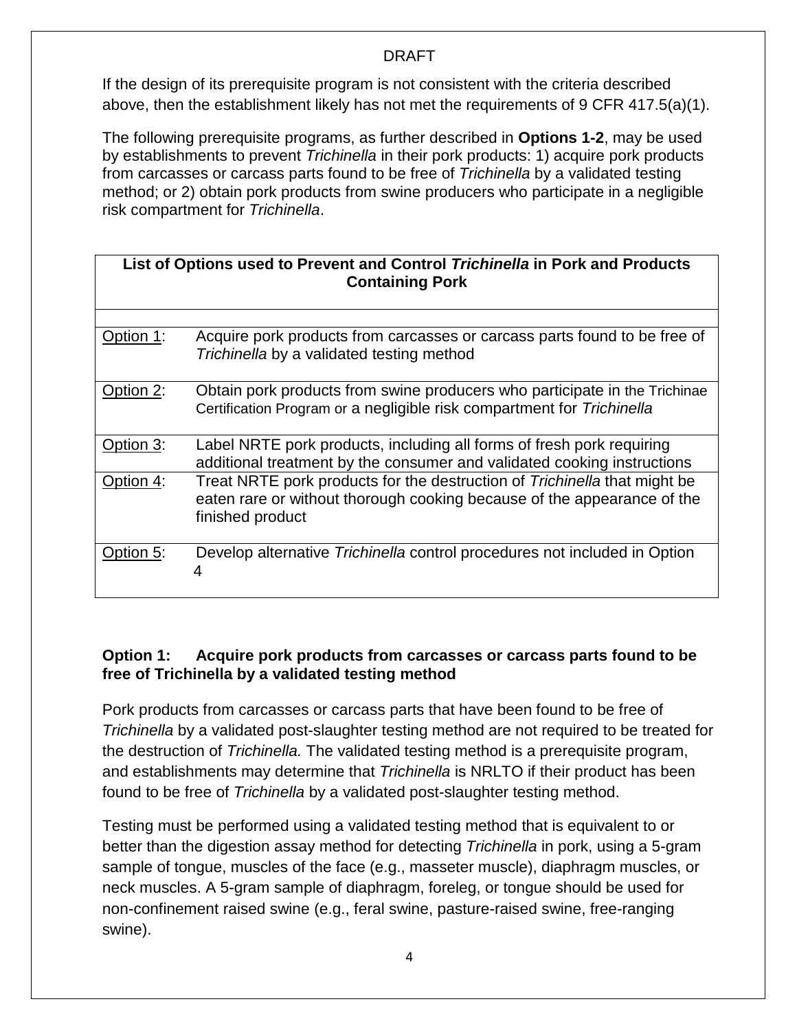If the design of its prerequisite program is not consistent with the criteria described above, then the establishment likely has not met the requirements of 9 CFR 417.5(a)(1).

The following prerequisite programs, as further described in **Options 1-2**, may be used by establishments to prevent *Trichinella* in their pork products: 1) acquire pork products from carcasses or carcass parts found to be free of *Trichinella* by a validated testing method; or 2) obtain pork products from swine producers who participate in a negligible risk compartment for *Trichinella*.

| **List of Options used to Prevent and Control *Trichinella* in Pork and Products Containing Pork** | |
|---|---|
| | |
| Option 1: | Acquire pork products from carcasses or carcass parts found to be free of *Trichinella* by a validated testing method |
| Option 2: | Obtain pork products from swine producers who participate in the Trichinae Certification Program or a negligible risk compartment for *Trichinella* |
| Option 3: | Label NRTE pork products, including all forms of fresh pork requiring additional treatment by the consumer and validated cooking instructions |
| Option 4: | Treat NRTE pork products for the destruction of *Trichinella* that might be eaten rare or without thorough cooking because of the appearance of the finished product |
| Option 5: | Develop alternative *Trichinella* control procedures not included in Option 4 |

**Option 1: Acquire pork products from carcasses or carcass parts found to be free of Trichinella by a validated testing method**

Pork products from carcasses or carcass parts that have been found to be free of *Trichinella* by a validated post-slaughter testing method are not required to be treated for the destruction of *Trichinella.* The validated testing method is a prerequisite program, and establishments may determine that *Trichinella* is NRLTO if their product has been found to be free of *Trichinella* by a validated post-slaughter testing method.

Testing must be performed using a validated testing method that is equivalent to or better than the digestion assay method for detecting *Trichinella* in pork, using a 5-gram sample of tongue, muscles of the face (e.g., masseter muscle), diaphragm muscles, or neck muscles. A 5-gram sample of diaphragm, foreleg, or tongue should be used for non-confinement raised swine (e.g., feral swine, pasture-raised swine, free-ranging swine).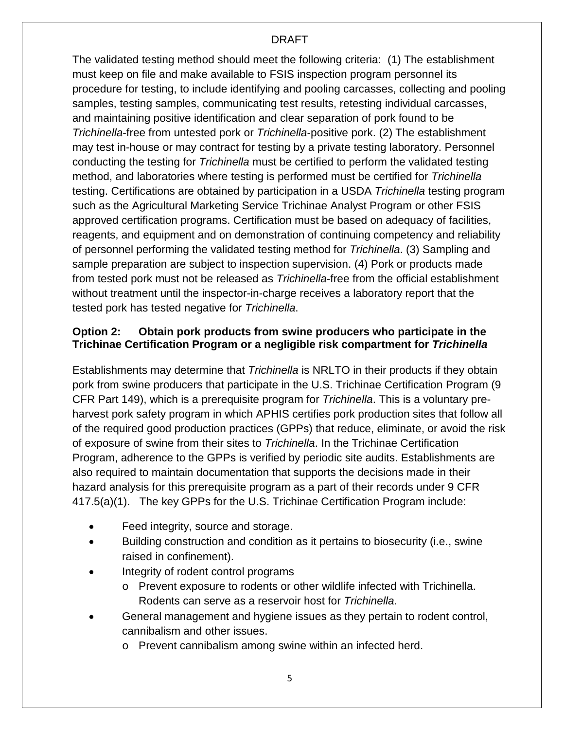The validated testing method should meet the following criteria: (1) The establishment must keep on file and make available to FSIS inspection program personnel its procedure for testing, to include identifying and pooling carcasses, collecting and pooling samples, testing samples, communicating test results, retesting individual carcasses, and maintaining positive identification and clear separation of pork found to be *Trichinella*-free from untested pork or *Trichinella*-positive pork. (2) The establishment may test in-house or may contract for testing by a private testing laboratory. Personnel conducting the testing for *Trichinella* must be certified to perform the validated testing method, and laboratories where testing is performed must be certified for *Trichinella* testing. Certifications are obtained by participation in a USDA *Trichinella* testing program such as the Agricultural Marketing Service Trichinae Analyst Program or other FSIS approved certification programs. Certification must be based on adequacy of facilities, reagents, and equipment and on demonstration of continuing competency and reliability of personnel performing the validated testing method for *Trichinella*. (3) Sampling and sample preparation are subject to inspection supervision. (4) Pork or products made from tested pork must not be released as *Trichinella*-free from the official establishment without treatment until the inspector-in-charge receives a laboratory report that the tested pork has tested negative for *Trichinella*.

**Option 2: Obtain pork products from swine producers who participate in the Trichinae Certification Program or a negligible risk compartment for *Trichinella***

Establishments may determine that *Trichinella* is NRLTO in their products if they obtain pork from swine producers that participate in the U.S. Trichinae Certification Program (9 CFR Part 149), which is a prerequisite program for *Trichinella*. This is a voluntary pre-harvest pork safety program in which APHIS certifies pork production sites that follow all of the required good production practices (GPPs) that reduce, eliminate, or avoid the risk of exposure of swine from their sites to *Trichinella*. In the Trichinae Certification Program, adherence to the GPPs is verified by periodic site audits. Establishments are also required to maintain documentation that supports the decisions made in their hazard analysis for this prerequisite program as a part of their records under 9 CFR 417.5(a)(1). The key GPPs for the U.S. Trichinae Certification Program include:

- Feed integrity, source and storage.
- Building construction and condition as it pertains to biosecurity (i.e., swine raised in confinement).
- Integrity of rodent control programs
  - Prevent exposure to rodents or other wildlife infected with Trichinella. Rodents can serve as a reservoir host for *Trichinella*.
- General management and hygiene issues as they pertain to rodent control, cannibalism and other issues.
  - Prevent cannibalism among swine within an infected herd.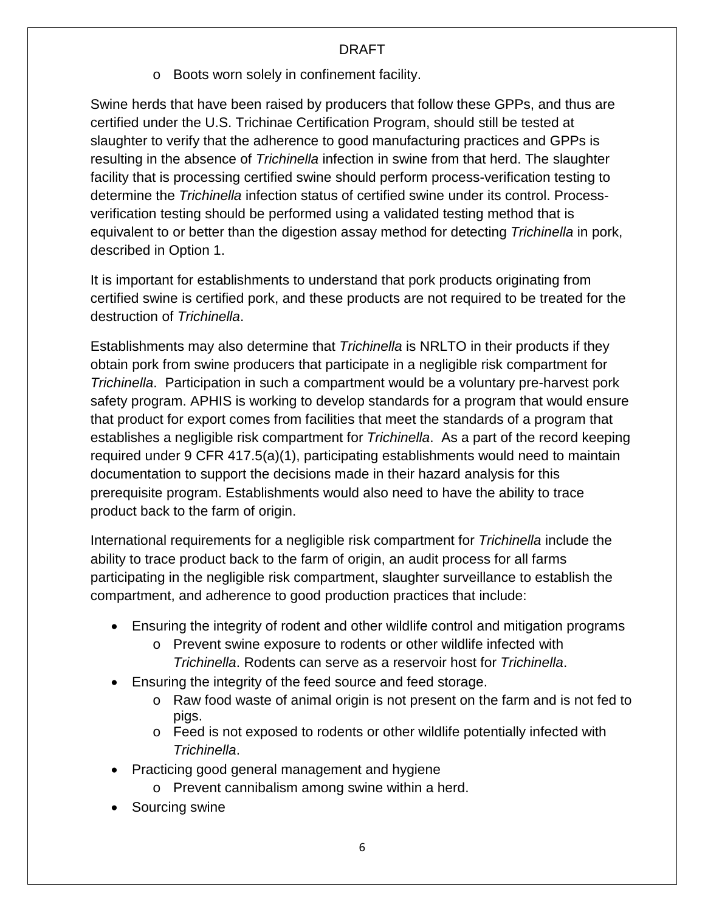- Boots worn solely in confinement facility.

Swine herds that have been raised by producers that follow these GPPs, and thus are certified under the U.S. Trichinae Certification Program, should still be tested at slaughter to verify that the adherence to good manufacturing practices and GPPs is resulting in the absence of *Trichinella* infection in swine from that herd. The slaughter facility that is processing certified swine should perform process-verification testing to determine the *Trichinella* infection status of certified swine under its control. Process-verification testing should be performed using a validated testing method that is equivalent to or better than the digestion assay method for detecting *Trichinella* in pork, described in Option 1.

It is important for establishments to understand that pork products originating from certified swine is certified pork, and these products are not required to be treated for the destruction of *Trichinella*.

Establishments may also determine that *Trichinella* is NRLTO in their products if they obtain pork from swine producers that participate in a negligible risk compartment for *Trichinella*. Participation in such a compartment would be a voluntary pre-harvest pork safety program. APHIS is working to develop standards for a program that would ensure that product for export comes from facilities that meet the standards of a program that establishes a negligible risk compartment for *Trichinella*. As a part of the record keeping required under 9 CFR 417.5(a)(1), participating establishments would need to maintain documentation to support the decisions made in their hazard analysis for this prerequisite program. Establishments would also need to have the ability to trace product back to the farm of origin.

International requirements for a negligible risk compartment for *Trichinella* include the ability to trace product back to the farm of origin, an audit process for all farms participating in the negligible risk compartment, slaughter surveillance to establish the compartment, and adherence to good production practices that include:

- Ensuring the integrity of rodent and other wildlife control and mitigation programs
  - Prevent swine exposure to rodents or other wildlife infected with *Trichinella*. Rodents can serve as a reservoir host for *Trichinella*.
- Ensuring the integrity of the feed source and feed storage.
  - Raw food waste of animal origin is not present on the farm and is not fed to pigs.
  - Feed is not exposed to rodents or other wildlife potentially infected with *Trichinella*.
- Practicing good general management and hygiene
  - Prevent cannibalism among swine within a herd.
- Sourcing swine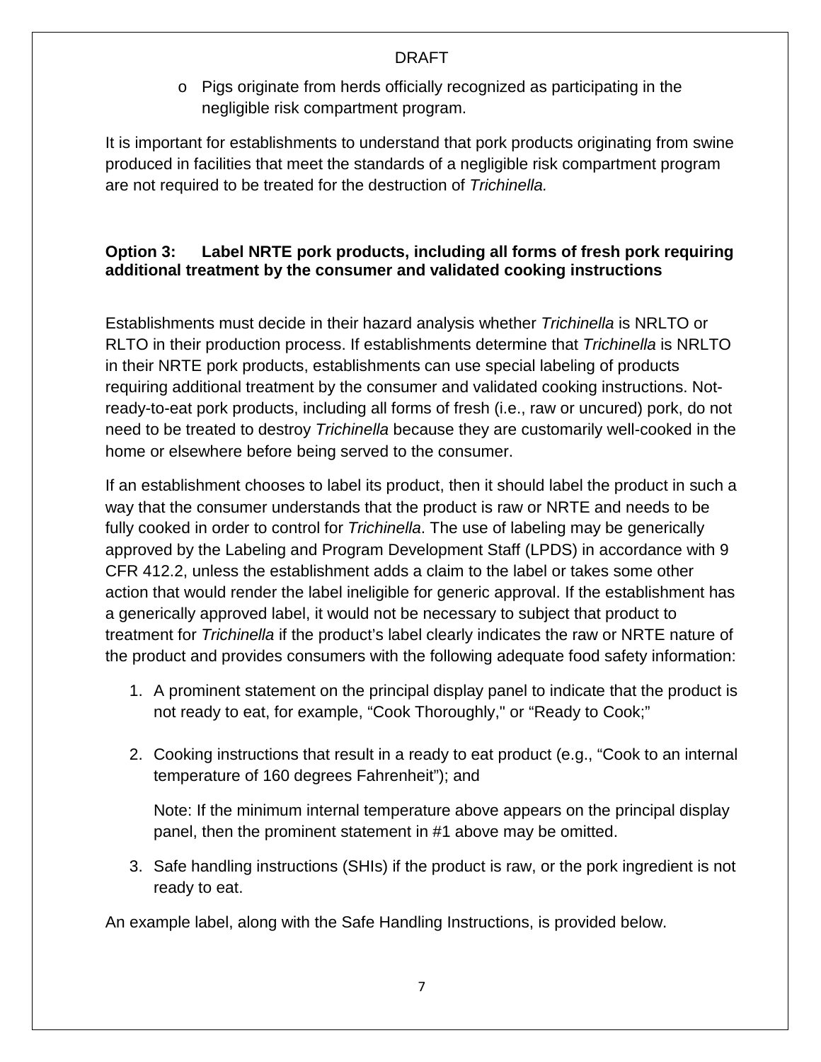- Pigs originate from herds officially recognized as participating in the negligible risk compartment program.

It is important for establishments to understand that pork products originating from swine produced in facilities that meet the standards of a negligible risk compartment program are not required to be treated for the destruction of *Trichinella.*

### Option 3: Label NRTE pork products, including all forms of fresh pork requiring additional treatment by the consumer and validated cooking instructions

Establishments must decide in their hazard analysis whether *Trichinella* is NRLTO or RLTO in their production process. If establishments determine that *Trichinella* is NRLTO in their NRTE pork products, establishments can use special labeling of products requiring additional treatment by the consumer and validated cooking instructions. Not-ready-to-eat pork products, including all forms of fresh (i.e., raw or uncured) pork, do not need to be treated to destroy *Trichinella* because they are customarily well-cooked in the home or elsewhere before being served to the consumer.

If an establishment chooses to label its product, then it should label the product in such a way that the consumer understands that the product is raw or NRTE and needs to be fully cooked in order to control for *Trichinella*. The use of labeling may be generically approved by the Labeling and Program Development Staff (LPDS) in accordance with 9 CFR 412.2, unless the establishment adds a claim to the label or takes some other action that would render the label ineligible for generic approval. If the establishment has a generically approved label, it would not be necessary to subject that product to treatment for *Trichinella* if the product's label clearly indicates the raw or NRTE nature of the product and provides consumers with the following adequate food safety information:

1. A prominent statement on the principal display panel to indicate that the product is not ready to eat, for example, "Cook Thoroughly," or "Ready to Cook;"

2. Cooking instructions that result in a ready to eat product (e.g., "Cook to an internal temperature of 160 degrees Fahrenheit"); and

   Note: If the minimum internal temperature above appears on the principal display panel, then the prominent statement in #1 above may be omitted.

3. Safe handling instructions (SHIs) if the product is raw, or the pork ingredient is not ready to eat.

An example label, along with the Safe Handling Instructions, is provided below.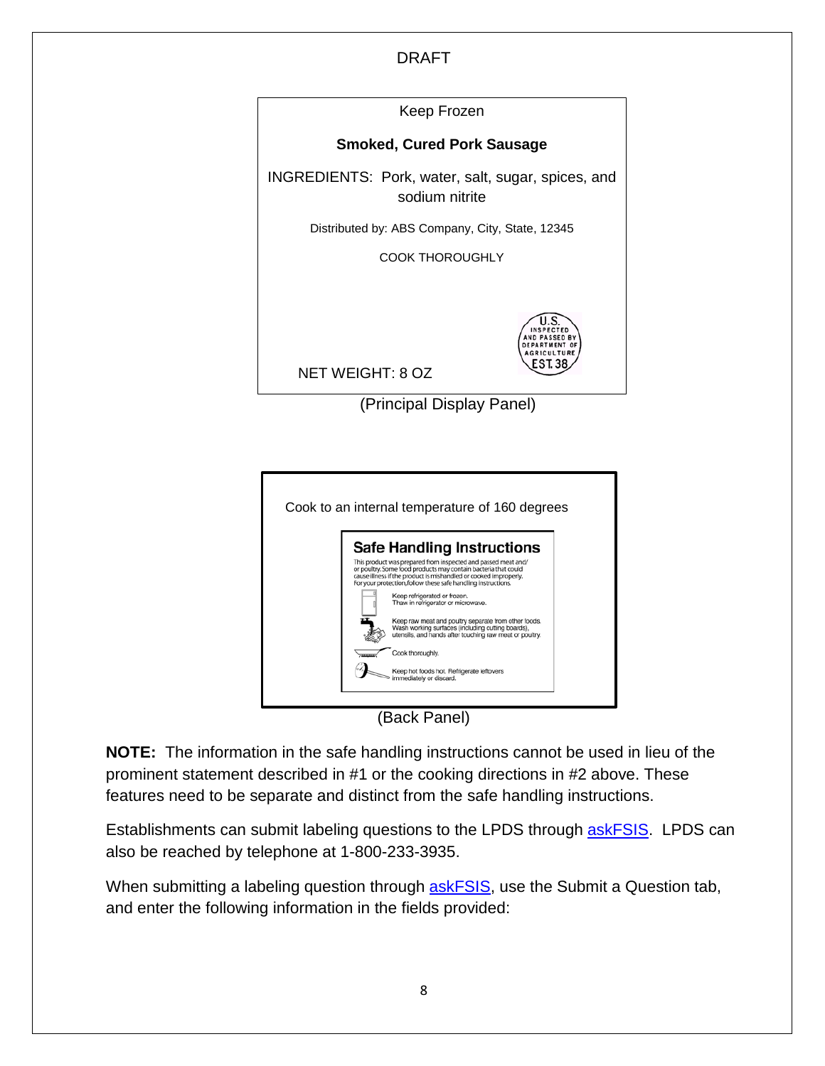DRAFT

Keep Frozen

**Smoked, Cured Pork Sausage**

INGREDIENTS: Pork, water, salt, sugar, spices, and sodium nitrite

Distributed by: ABS Company, City, State, 12345

COOK THOROUGHLY

U.S. INSPECTED AND PASSED BY DEPARTMENT OF AGRICULTURE EST. 38

NET WEIGHT: 8 OZ

(Principal Display Panel)

Cook to an internal temperature of 160 degrees

**Safe Handling Instructions**

This product was prepared from inspected and passed meat and/ or poultry. Some food products may contain bacteria that could cause illness if the product is mishandled or cooked improperly. For your protection, follow these safe handling instructions.

Keep refrigerated or frozen. Thaw in refrigerator or microwave.

Keep raw meat and poultry separate from other foods. Wash working surfaces (including cutting boards), utensils, and hands after touching raw meat or poultry.

Cook thoroughly.

Keep hot foods hot. Refrigerate leftovers immediately or discard.

(Back Panel)

**NOTE:** The information in the safe handling instructions cannot be used in lieu of the prominent statement described in #1 or the cooking directions in #2 above. These features need to be separate and distinct from the safe handling instructions.

Establishments can submit labeling questions to the LPDS through askFSIS. LPDS can also be reached by telephone at 1-800-233-3935.

When submitting a labeling question through askFSIS, use the Submit a Question tab, and enter the following information in the fields provided: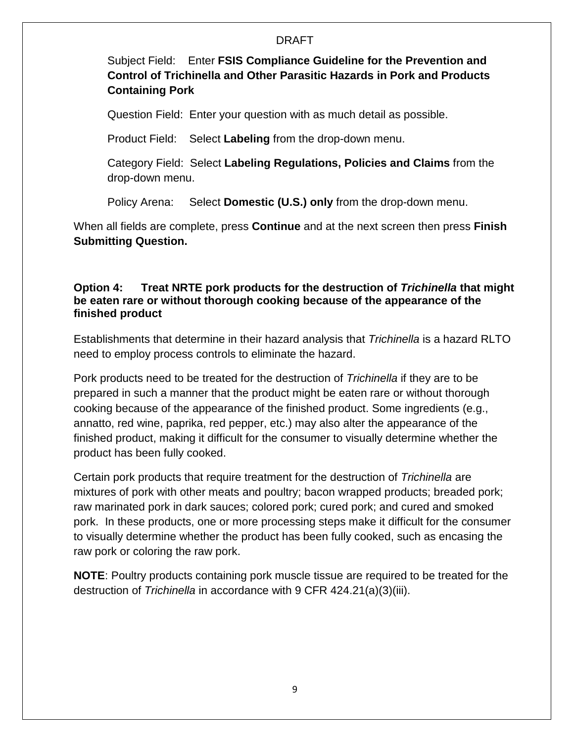Subject Field: Enter **FSIS Compliance Guideline for the Prevention and Control of Trichinella and Other Parasitic Hazards in Pork and Products Containing Pork**

Question Field: Enter your question with as much detail as possible.

Product Field: Select **Labeling** from the drop-down menu.

Category Field: Select **Labeling Regulations, Policies and Claims** from the drop-down menu.

Policy Arena: Select **Domestic (U.S.) only** from the drop-down menu.

When all fields are complete, press **Continue** and at the next screen then press **Finish Submitting Question.**

**Option 4: Treat NRTE pork products for the destruction of *Trichinella* that might be eaten rare or without thorough cooking because of the appearance of the finished product**

Establishments that determine in their hazard analysis that *Trichinella* is a hazard RLTO need to employ process controls to eliminate the hazard.

Pork products need to be treated for the destruction of *Trichinella* if they are to be prepared in such a manner that the product might be eaten rare or without thorough cooking because of the appearance of the finished product. Some ingredients (e.g., annatto, red wine, paprika, red pepper, etc.) may also alter the appearance of the finished product, making it difficult for the consumer to visually determine whether the product has been fully cooked.

Certain pork products that require treatment for the destruction of *Trichinella* are mixtures of pork with other meats and poultry; bacon wrapped products; breaded pork; raw marinated pork in dark sauces; colored pork; cured pork; and cured and smoked pork. In these products, one or more processing steps make it difficult for the consumer to visually determine whether the product has been fully cooked, such as encasing the raw pork or coloring the raw pork.

**NOTE**: Poultry products containing pork muscle tissue are required to be treated for the destruction of *Trichinella* in accordance with 9 CFR 424.21(a)(3)(iii).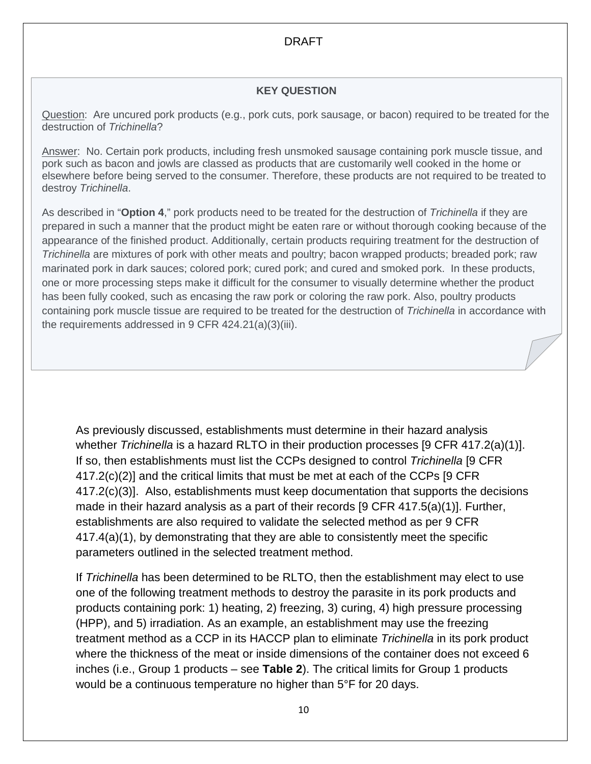### KEY QUESTION

Question: Are uncured pork products (e.g., pork cuts, pork sausage, or bacon) required to be treated for the destruction of *Trichinella*?

Answer: No. Certain pork products, including fresh unsmoked sausage containing pork muscle tissue, and pork such as bacon and jowls are classed as products that are customarily well cooked in the home or elsewhere before being served to the consumer. Therefore, these products are not required to be treated to destroy *Trichinella*.

As described in "**Option 4**," pork products need to be treated for the destruction of *Trichinella* if they are prepared in such a manner that the product might be eaten rare or without thorough cooking because of the appearance of the finished product. Additionally, certain products requiring treatment for the destruction of *Trichinella* are mixtures of pork with other meats and poultry; bacon wrapped products; breaded pork; raw marinated pork in dark sauces; colored pork; cured pork; and cured and smoked pork. In these products, one or more processing steps make it difficult for the consumer to visually determine whether the product has been fully cooked, such as encasing the raw pork or coloring the raw pork. Also, poultry products containing pork muscle tissue are required to be treated for the destruction of *Trichinella* in accordance with the requirements addressed in 9 CFR 424.21(a)(3)(iii).

As previously discussed, establishments must determine in their hazard analysis whether *Trichinella* is a hazard RLTO in their production processes [9 CFR 417.2(a)(1)]. If so, then establishments must list the CCPs designed to control *Trichinella* [9 CFR 417.2(c)(2)] and the critical limits that must be met at each of the CCPs [9 CFR 417.2(c)(3)]. Also, establishments must keep documentation that supports the decisions made in their hazard analysis as a part of their records [9 CFR 417.5(a)(1)]. Further, establishments are also required to validate the selected method as per 9 CFR 417.4(a)(1), by demonstrating that they are able to consistently meet the specific parameters outlined in the selected treatment method.

If *Trichinella* has been determined to be RLTO, then the establishment may elect to use one of the following treatment methods to destroy the parasite in its pork products and products containing pork: 1) heating, 2) freezing, 3) curing, 4) high pressure processing (HPP), and 5) irradiation. As an example, an establishment may use the freezing treatment method as a CCP in its HACCP plan to eliminate *Trichinella* in its pork product where the thickness of the meat or inside dimensions of the container does not exceed 6 inches (i.e., Group 1 products – see **Table 2**). The critical limits for Group 1 products would be a continuous temperature no higher than 5°F for 20 days.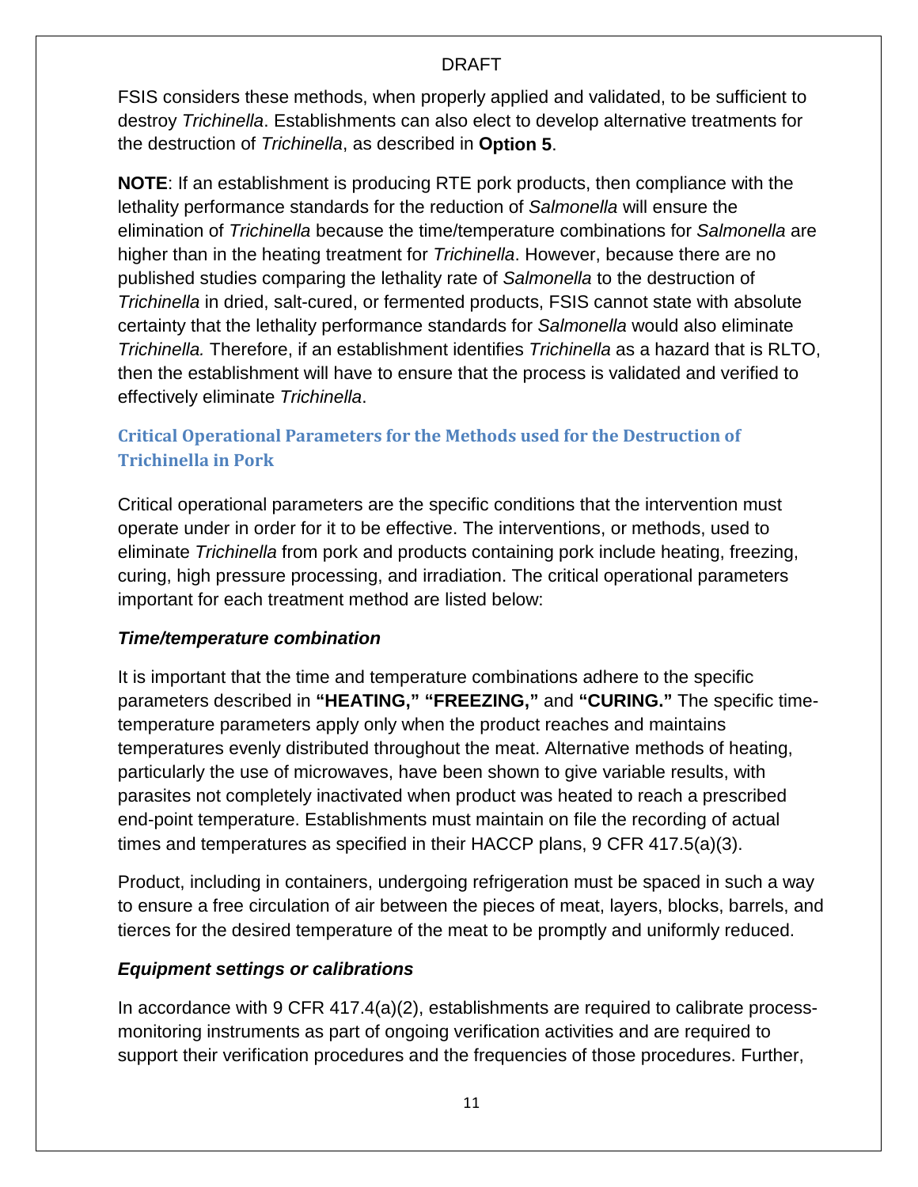FSIS considers these methods, when properly applied and validated, to be sufficient to destroy *Trichinella*. Establishments can also elect to develop alternative treatments for the destruction of *Trichinella*, as described in **Option 5**.

**NOTE**: If an establishment is producing RTE pork products, then compliance with the lethality performance standards for the reduction of *Salmonella* will ensure the elimination of *Trichinella* because the time/temperature combinations for *Salmonella* are higher than in the heating treatment for *Trichinella*. However, because there are no published studies comparing the lethality rate of *Salmonella* to the destruction of *Trichinella* in dried, salt-cured, or fermented products, FSIS cannot state with absolute certainty that the lethality performance standards for *Salmonella* would also eliminate *Trichinella.* Therefore, if an establishment identifies *Trichinella* as a hazard that is RLTO, then the establishment will have to ensure that the process is validated and verified to effectively eliminate *Trichinella*.

## Critical Operational Parameters for the Methods used for the Destruction of Trichinella in Pork

Critical operational parameters are the specific conditions that the intervention must operate under in order for it to be effective. The interventions, or methods, used to eliminate *Trichinella* from pork and products containing pork include heating, freezing, curing, high pressure processing, and irradiation. The critical operational parameters important for each treatment method are listed below:

### *Time/temperature combination*

It is important that the time and temperature combinations adhere to the specific parameters described in **"HEATING," "FREEZING,"** and **"CURING."** The specific time-temperature parameters apply only when the product reaches and maintains temperatures evenly distributed throughout the meat. Alternative methods of heating, particularly the use of microwaves, have been shown to give variable results, with parasites not completely inactivated when product was heated to reach a prescribed end-point temperature. Establishments must maintain on file the recording of actual times and temperatures as specified in their HACCP plans, 9 CFR 417.5(a)(3).

Product, including in containers, undergoing refrigeration must be spaced in such a way to ensure a free circulation of air between the pieces of meat, layers, blocks, barrels, and tierces for the desired temperature of the meat to be promptly and uniformly reduced.

### *Equipment settings or calibrations*

In accordance with 9 CFR 417.4(a)(2), establishments are required to calibrate process-monitoring instruments as part of ongoing verification activities and are required to support their verification procedures and the frequencies of those procedures. Further,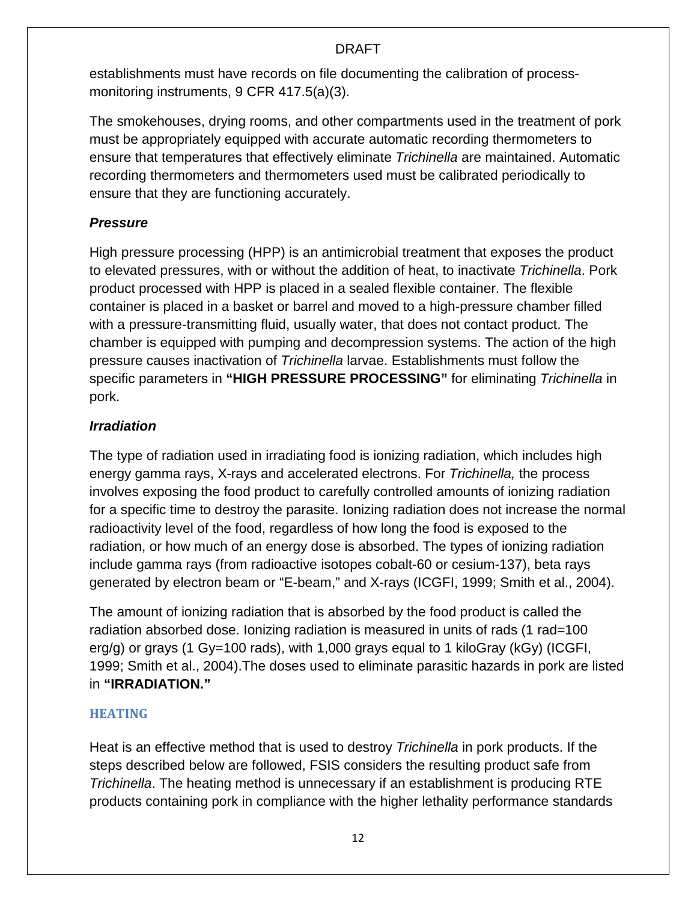establishments must have records on file documenting the calibration of process-monitoring instruments, 9 CFR 417.5(a)(3).

The smokehouses, drying rooms, and other compartments used in the treatment of pork must be appropriately equipped with accurate automatic recording thermometers to ensure that temperatures that effectively eliminate *Trichinella* are maintained. Automatic recording thermometers and thermometers used must be calibrated periodically to ensure that they are functioning accurately.

### *Pressure*

High pressure processing (HPP) is an antimicrobial treatment that exposes the product to elevated pressures, with or without the addition of heat, to inactivate *Trichinella*. Pork product processed with HPP is placed in a sealed flexible container. The flexible container is placed in a basket or barrel and moved to a high-pressure chamber filled with a pressure-transmitting fluid, usually water, that does not contact product. The chamber is equipped with pumping and decompression systems. The action of the high pressure causes inactivation of *Trichinella* larvae. Establishments must follow the specific parameters in **"HIGH PRESSURE PROCESSING"** for eliminating *Trichinella* in pork.

### *Irradiation*

The type of radiation used in irradiating food is ionizing radiation, which includes high energy gamma rays, X-rays and accelerated electrons. For *Trichinella,* the process involves exposing the food product to carefully controlled amounts of ionizing radiation for a specific time to destroy the parasite. Ionizing radiation does not increase the normal radioactivity level of the food, regardless of how long the food is exposed to the radiation, or how much of an energy dose is absorbed. The types of ionizing radiation include gamma rays (from radioactive isotopes cobalt-60 or cesium-137), beta rays generated by electron beam or "E-beam," and X-rays (ICGFI, 1999; Smith et al., 2004).

The amount of ionizing radiation that is absorbed by the food product is called the radiation absorbed dose. Ionizing radiation is measured in units of rads (1 rad=100 erg/g) or grays (1 Gy=100 rads), with 1,000 grays equal to 1 kiloGray (kGy) (ICGFI, 1999; Smith et al., 2004).The doses used to eliminate parasitic hazards in pork are listed in **"IRRADIATION."**

## HEATING

Heat is an effective method that is used to destroy *Trichinella* in pork products. If the steps described below are followed, FSIS considers the resulting product safe from *Trichinella*. The heating method is unnecessary if an establishment is producing RTE products containing pork in compliance with the higher lethality performance standards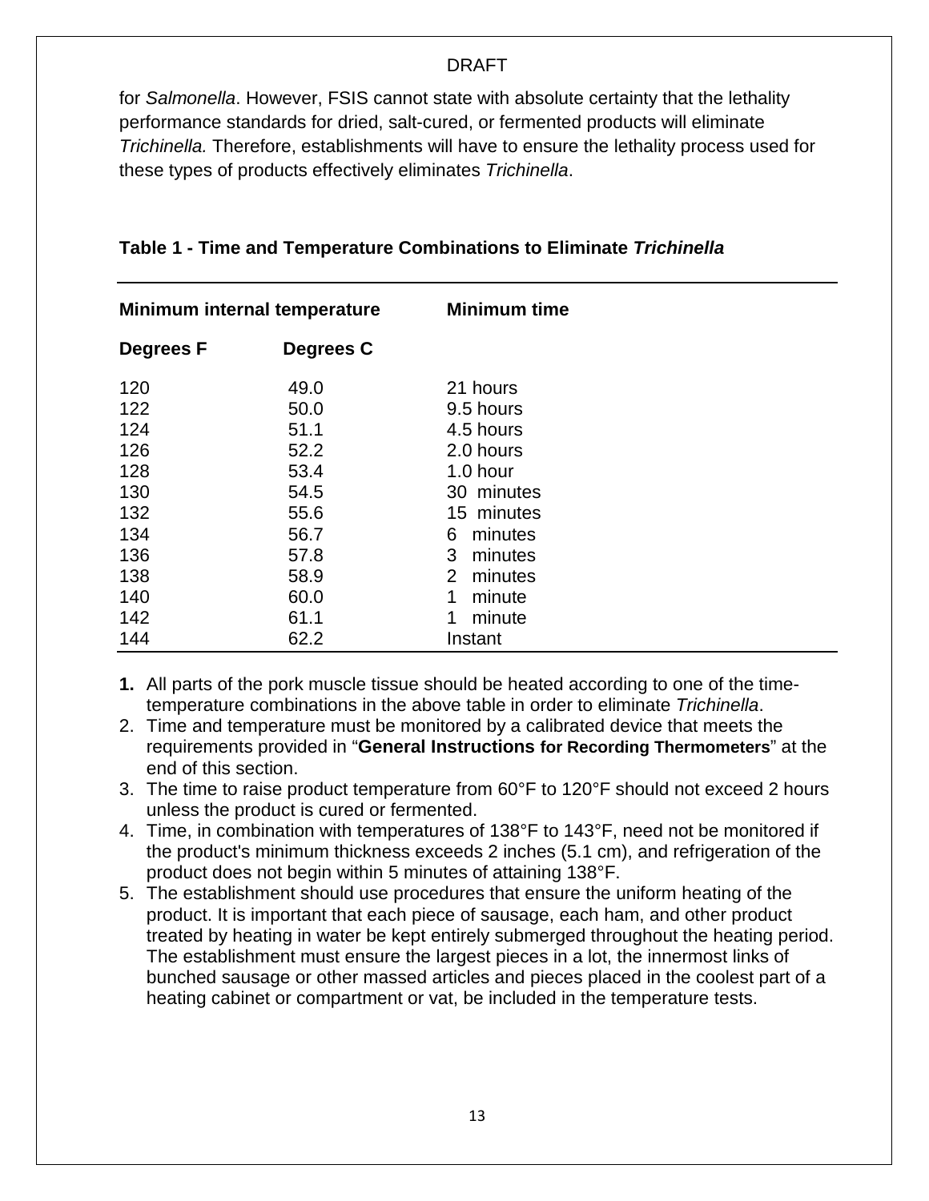for *Salmonella*. However, FSIS cannot state with absolute certainty that the lethality performance standards for dried, salt-cured, or fermented products will eliminate *Trichinella.* Therefore, establishments will have to ensure the lethality process used for these types of products effectively eliminates *Trichinella*.

**Table 1 - Time and Temperature Combinations to Eliminate *Trichinella***

| Minimum internal temperature | | Minimum time |
|---|---|---|
| **Degrees F** | **Degrees C** | |
| 120 | 49.0 | 21 hours |
| 122 | 50.0 | 9.5 hours |
| 124 | 51.1 | 4.5 hours |
| 126 | 52.2 | 2.0 hours |
| 128 | 53.4 | 1.0 hour |
| 130 | 54.5 | 30 minutes |
| 132 | 55.6 | 15 minutes |
| 134 | 56.7 | 6 minutes |
| 136 | 57.8 | 3 minutes |
| 138 | 58.9 | 2 minutes |
| 140 | 60.0 | 1 minute |
| 142 | 61.1 | 1 minute |
| 144 | 62.2 | Instant |

1. All parts of the pork muscle tissue should be heated according to one of the time-temperature combinations in the above table in order to eliminate *Trichinella*.
2. Time and temperature must be monitored by a calibrated device that meets the requirements provided in "**General Instructions for Recording Thermometers**" at the end of this section.
3. The time to raise product temperature from 60°F to 120°F should not exceed 2 hours unless the product is cured or fermented.
4. Time, in combination with temperatures of 138°F to 143°F, need not be monitored if the product's minimum thickness exceeds 2 inches (5.1 cm), and refrigeration of the product does not begin within 5 minutes of attaining 138°F.
5. The establishment should use procedures that ensure the uniform heating of the product. It is important that each piece of sausage, each ham, and other product treated by heating in water be kept entirely submerged throughout the heating period. The establishment must ensure the largest pieces in a lot, the innermost links of bunched sausage or other massed articles and pieces placed in the coolest part of a heating cabinet or compartment or vat, be included in the temperature tests.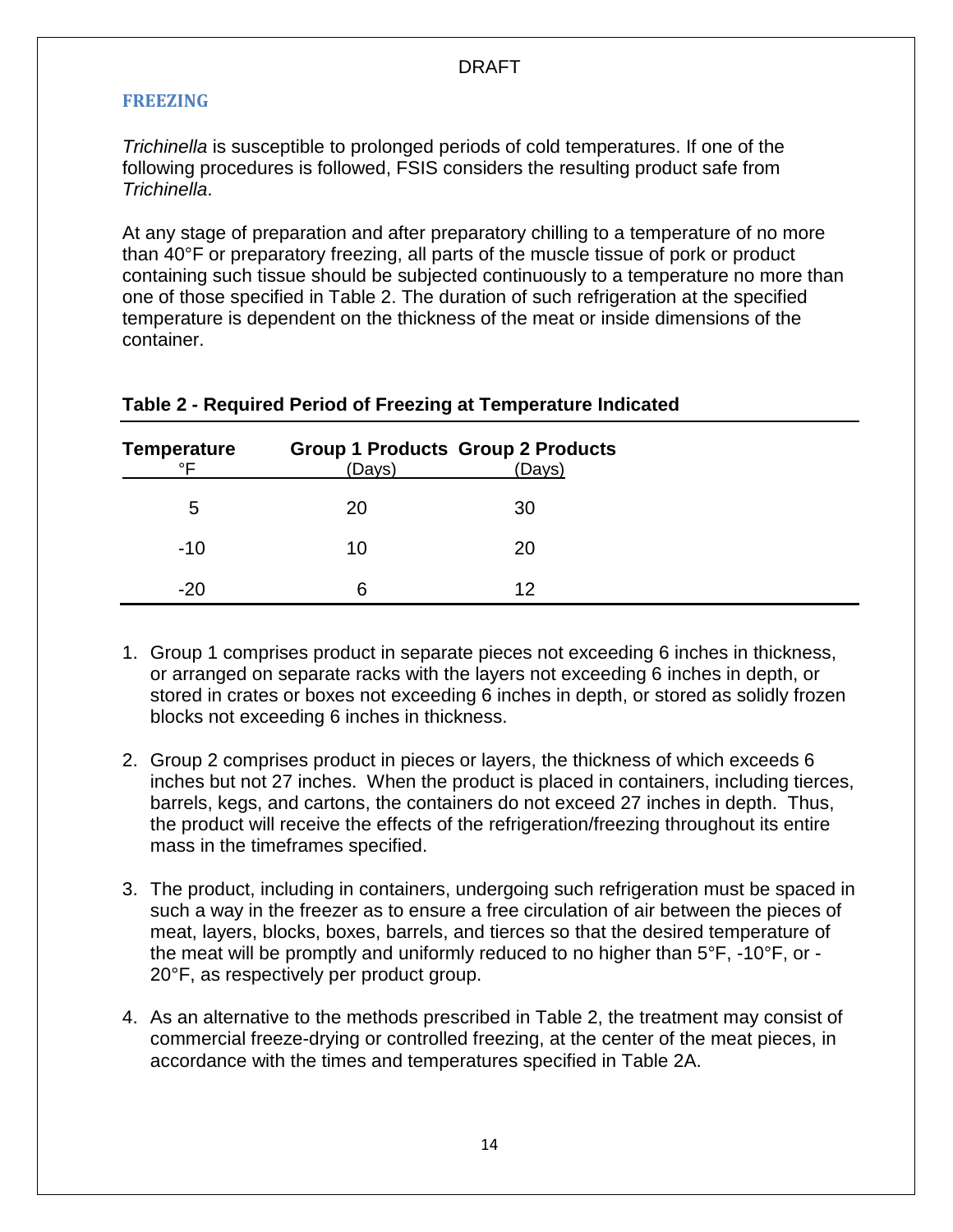### FREEZING

*Trichinella* is susceptible to prolonged periods of cold temperatures. If one of the following procedures is followed, FSIS considers the resulting product safe from *Trichinella*.

At any stage of preparation and after preparatory chilling to a temperature of no more than 40°F or preparatory freezing, all parts of the muscle tissue of pork or product containing such tissue should be subjected continuously to a temperature no more than one of those specified in Table 2. The duration of such refrigeration at the specified temperature is dependent on the thickness of the meat or inside dimensions of the container.

**Table 2 - Required Period of Freezing at Temperature Indicated**

| **Temperature** °F | **Group 1 Products** (Days) | **Group 2 Products** (Days) |
|---|---|---|
| 5 | 20 | 30 |
| -10 | 10 | 20 |
| -20 | 6 | 12 |

1. Group 1 comprises product in separate pieces not exceeding 6 inches in thickness, or arranged on separate racks with the layers not exceeding 6 inches in depth, or stored in crates or boxes not exceeding 6 inches in depth, or stored as solidly frozen blocks not exceeding 6 inches in thickness.

2. Group 2 comprises product in pieces or layers, the thickness of which exceeds 6 inches but not 27 inches. When the product is placed in containers, including tierces, barrels, kegs, and cartons, the containers do not exceed 27 inches in depth. Thus, the product will receive the effects of the refrigeration/freezing throughout its entire mass in the timeframes specified.

3. The product, including in containers, undergoing such refrigeration must be spaced in such a way in the freezer as to ensure a free circulation of air between the pieces of meat, layers, blocks, boxes, barrels, and tierces so that the desired temperature of the meat will be promptly and uniformly reduced to no higher than 5°F, -10°F, or -20°F, as respectively per product group.

4. As an alternative to the methods prescribed in Table 2, the treatment may consist of commercial freeze-drying or controlled freezing, at the center of the meat pieces, in accordance with the times and temperatures specified in Table 2A.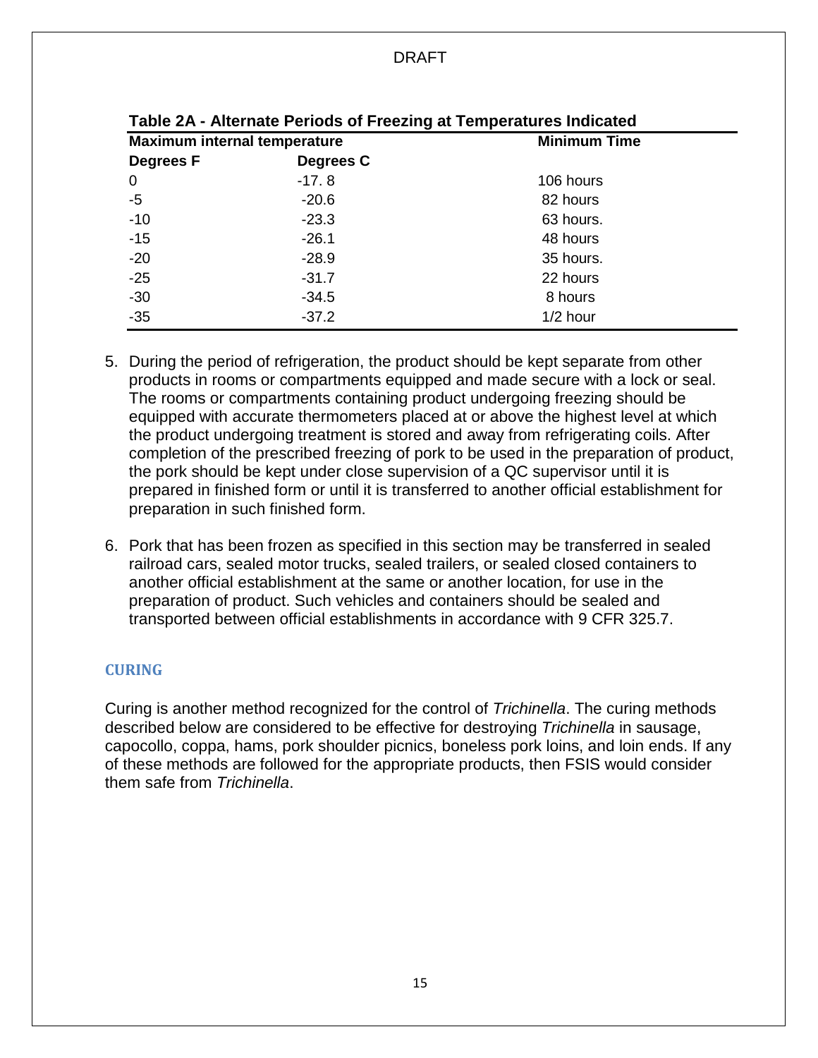**Table 2A - Alternate Periods of Freezing at Temperatures Indicated**

| Maximum internal temperature | | Minimum Time |
|---|---|---|
| **Degrees F** | **Degrees C** | |
| 0 | -17. 8 | 106 hours |
| -5 | -20.6 | 82 hours |
| -10 | -23.3 | 63 hours. |
| -15 | -26.1 | 48 hours |
| -20 | -28.9 | 35 hours. |
| -25 | -31.7 | 22 hours |
| -30 | -34.5 | 8 hours |
| -35 | -37.2 | 1/2 hour |

5. During the period of refrigeration, the product should be kept separate from other products in rooms or compartments equipped and made secure with a lock or seal. The rooms or compartments containing product undergoing freezing should be equipped with accurate thermometers placed at or above the highest level at which the product undergoing treatment is stored and away from refrigerating coils. After completion of the prescribed freezing of pork to be used in the preparation of product, the pork should be kept under close supervision of a QC supervisor until it is prepared in finished form or until it is transferred to another official establishment for preparation in such finished form.

6. Pork that has been frozen as specified in this section may be transferred in sealed railroad cars, sealed motor trucks, sealed trailers, or sealed closed containers to another official establishment at the same or another location, for use in the preparation of product. Such vehicles and containers should be sealed and transported between official establishments in accordance with 9 CFR 325.7.

## CURING

Curing is another method recognized for the control of *Trichinella*. The curing methods described below are considered to be effective for destroying *Trichinella* in sausage, capocollo, coppa, hams, pork shoulder picnics, boneless pork loins, and loin ends. If any of these methods are followed for the appropriate products, then FSIS would consider them safe from *Trichinella*.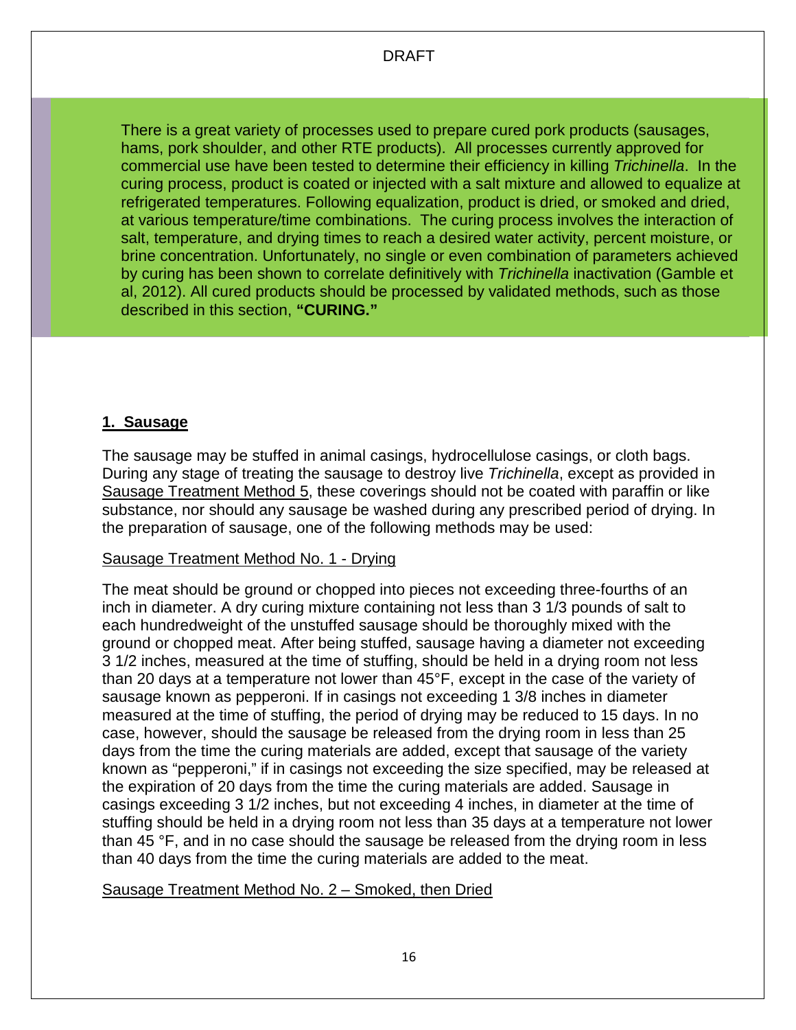There is a great variety of processes used to prepare cured pork products (sausages, hams, pork shoulder, and other RTE products). All processes currently approved for commercial use have been tested to determine their efficiency in killing *Trichinella*. In the curing process, product is coated or injected with a salt mixture and allowed to equalize at refrigerated temperatures. Following equalization, product is dried, or smoked and dried, at various temperature/time combinations. The curing process involves the interaction of salt, temperature, and drying times to reach a desired water activity, percent moisture, or brine concentration. Unfortunately, no single or even combination of parameters achieved by curing has been shown to correlate definitively with *Trichinella* inactivation (Gamble et al, 2012). All cured products should be processed by validated methods, such as those described in this section, **"CURING."**

## 1. Sausage

The sausage may be stuffed in animal casings, hydrocellulose casings, or cloth bags. During any stage of treating the sausage to destroy live *Trichinella*, except as provided in Sausage Treatment Method 5, these coverings should not be coated with paraffin or like substance, nor should any sausage be washed during any prescribed period of drying. In the preparation of sausage, one of the following methods may be used:

### Sausage Treatment Method No. 1 - Drying

The meat should be ground or chopped into pieces not exceeding three-fourths of an inch in diameter. A dry curing mixture containing not less than 3 1/3 pounds of salt to each hundredweight of the unstuffed sausage should be thoroughly mixed with the ground or chopped meat. After being stuffed, sausage having a diameter not exceeding 3 1/2 inches, measured at the time of stuffing, should be held in a drying room not less than 20 days at a temperature not lower than 45°F, except in the case of the variety of sausage known as pepperoni. If in casings not exceeding 1 3/8 inches in diameter measured at the time of stuffing, the period of drying may be reduced to 15 days. In no case, however, should the sausage be released from the drying room in less than 25 days from the time the curing materials are added, except that sausage of the variety known as "pepperoni," if in casings not exceeding the size specified, may be released at the expiration of 20 days from the time the curing materials are added. Sausage in casings exceeding 3 1/2 inches, but not exceeding 4 inches, in diameter at the time of stuffing should be held in a drying room not less than 35 days at a temperature not lower than 45 °F, and in no case should the sausage be released from the drying room in less than 40 days from the time the curing materials are added to the meat.

### Sausage Treatment Method No. 2 – Smoked, then Dried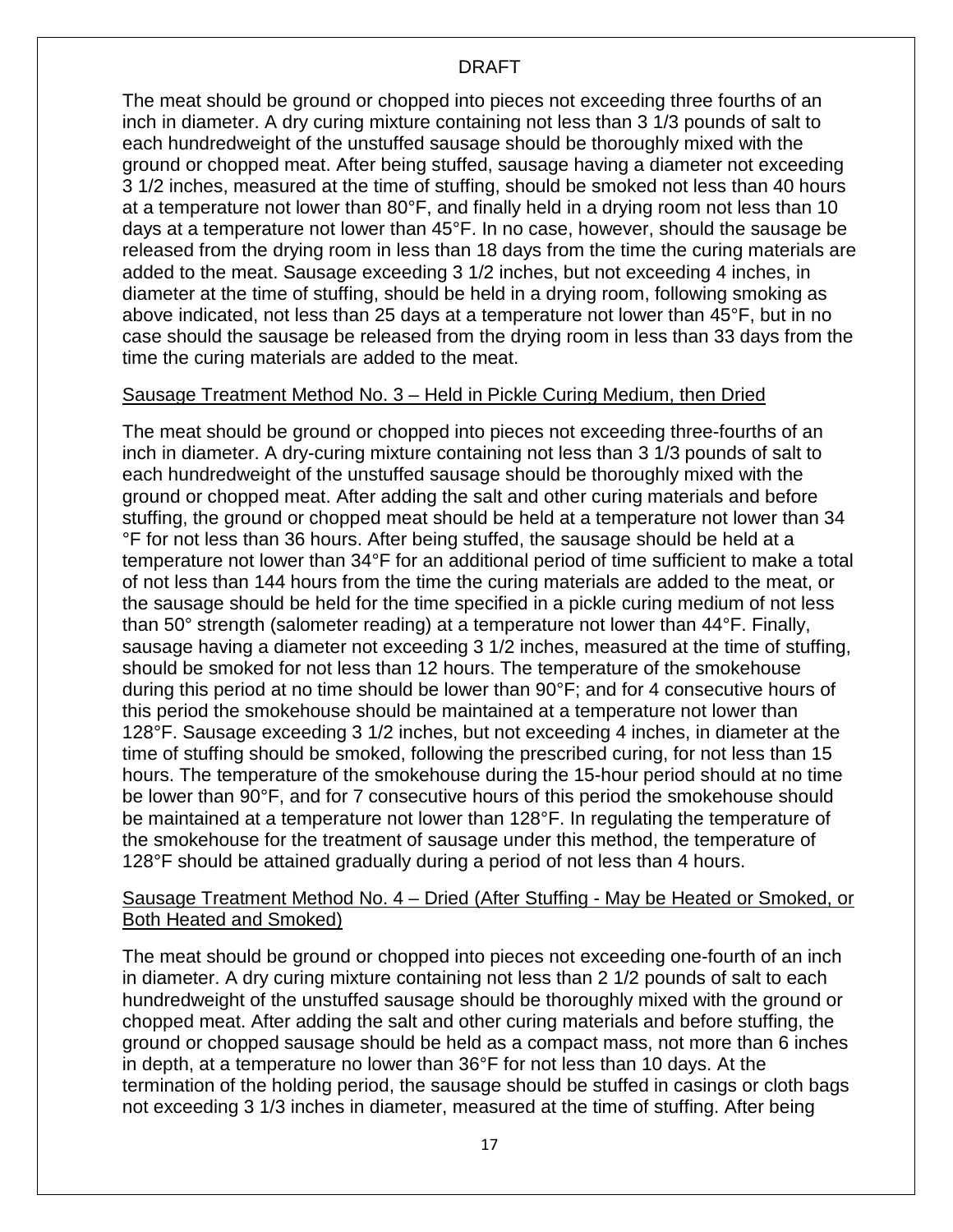The meat should be ground or chopped into pieces not exceeding three fourths of an inch in diameter. A dry curing mixture containing not less than 3 1/3 pounds of salt to each hundredweight of the unstuffed sausage should be thoroughly mixed with the ground or chopped meat. After being stuffed, sausage having a diameter not exceeding 3 1/2 inches, measured at the time of stuffing, should be smoked not less than 40 hours at a temperature not lower than 80°F, and finally held in a drying room not less than 10 days at a temperature not lower than 45°F. In no case, however, should the sausage be released from the drying room in less than 18 days from the time the curing materials are added to the meat. Sausage exceeding 3 1/2 inches, but not exceeding 4 inches, in diameter at the time of stuffing, should be held in a drying room, following smoking as above indicated, not less than 25 days at a temperature not lower than 45°F, but in no case should the sausage be released from the drying room in less than 33 days from the time the curing materials are added to the meat.

Sausage Treatment Method No. 3 – Held in Pickle Curing Medium, then Dried

The meat should be ground or chopped into pieces not exceeding three-fourths of an inch in diameter. A dry-curing mixture containing not less than 3 1/3 pounds of salt to each hundredweight of the unstuffed sausage should be thoroughly mixed with the ground or chopped meat. After adding the salt and other curing materials and before stuffing, the ground or chopped meat should be held at a temperature not lower than 34 °F for not less than 36 hours. After being stuffed, the sausage should be held at a temperature not lower than 34°F for an additional period of time sufficient to make a total of not less than 144 hours from the time the curing materials are added to the meat, or the sausage should be held for the time specified in a pickle curing medium of not less than 50° strength (salometer reading) at a temperature not lower than 44°F. Finally, sausage having a diameter not exceeding 3 1/2 inches, measured at the time of stuffing, should be smoked for not less than 12 hours. The temperature of the smokehouse during this period at no time should be lower than 90°F; and for 4 consecutive hours of this period the smokehouse should be maintained at a temperature not lower than 128°F. Sausage exceeding 3 1/2 inches, but not exceeding 4 inches, in diameter at the time of stuffing should be smoked, following the prescribed curing, for not less than 15 hours. The temperature of the smokehouse during the 15-hour period should at no time be lower than 90°F, and for 7 consecutive hours of this period the smokehouse should be maintained at a temperature not lower than 128°F. In regulating the temperature of the smokehouse for the treatment of sausage under this method, the temperature of 128°F should be attained gradually during a period of not less than 4 hours.

Sausage Treatment Method No. 4 – Dried (After Stuffing - May be Heated or Smoked, or Both Heated and Smoked)

The meat should be ground or chopped into pieces not exceeding one-fourth of an inch in diameter. A dry curing mixture containing not less than 2 1/2 pounds of salt to each hundredweight of the unstuffed sausage should be thoroughly mixed with the ground or chopped meat. After adding the salt and other curing materials and before stuffing, the ground or chopped sausage should be held as a compact mass, not more than 6 inches in depth, at a temperature no lower than 36°F for not less than 10 days. At the termination of the holding period, the sausage should be stuffed in casings or cloth bags not exceeding 3 1/3 inches in diameter, measured at the time of stuffing. After being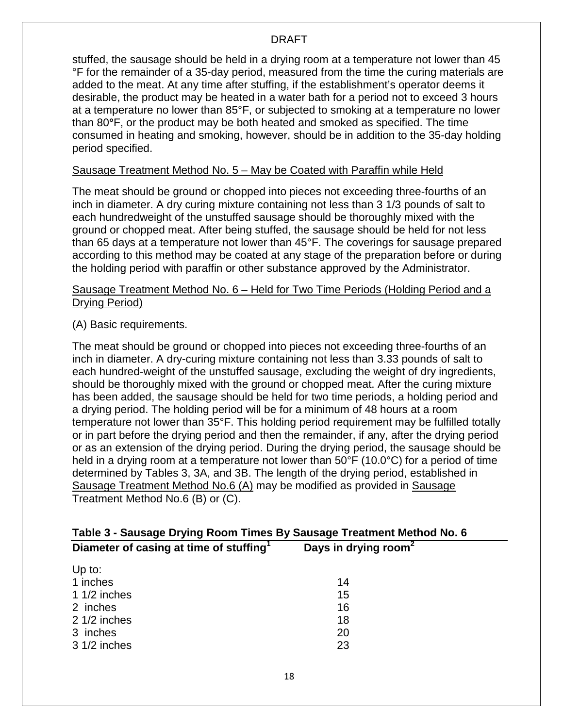stuffed, the sausage should be held in a drying room at a temperature not lower than 45 °F for the remainder of a 35-day period, measured from the time the curing materials are added to the meat. At any time after stuffing, if the establishment's operator deems it desirable, the product may be heated in a water bath for a period not to exceed 3 hours at a temperature no lower than 85°F, or subjected to smoking at a temperature no lower than 80°F, or the product may be both heated and smoked as specified. The time consumed in heating and smoking, however, should be in addition to the 35-day holding period specified.

Sausage Treatment Method No. 5 – May be Coated with Paraffin while Held

The meat should be ground or chopped into pieces not exceeding three-fourths of an inch in diameter. A dry curing mixture containing not less than 3 1/3 pounds of salt to each hundredweight of the unstuffed sausage should be thoroughly mixed with the ground or chopped meat. After being stuffed, the sausage should be held for not less than 65 days at a temperature not lower than 45°F. The coverings for sausage prepared according to this method may be coated at any stage of the preparation before or during the holding period with paraffin or other substance approved by the Administrator.

Sausage Treatment Method No. 6 – Held for Two Time Periods (Holding Period and a Drying Period)

(A) Basic requirements.

The meat should be ground or chopped into pieces not exceeding three-fourths of an inch in diameter. A dry-curing mixture containing not less than 3.33 pounds of salt to each hundred-weight of the unstuffed sausage, excluding the weight of dry ingredients, should be thoroughly mixed with the ground or chopped meat. After the curing mixture has been added, the sausage should be held for two time periods, a holding period and a drying period. The holding period will be for a minimum of 48 hours at a room temperature not lower than 35°F. This holding period requirement may be fulfilled totally or in part before the drying period and then the remainder, if any, after the drying period or as an extension of the drying period. During the drying period, the sausage should be held in a drying room at a temperature not lower than 50°F (10.0°C) for a period of time determined by Tables 3, 3A, and 3B. The length of the drying period, established in Sausage Treatment Method No.6 (A) may be modified as provided in Sausage Treatment Method No.6 (B) or (C).

**Table 3 - Sausage Drying Room Times By Sausage Treatment Method No. 6**

| Diameter of casing at time of stuffing[1] | Days in drying room[2] |
|---|---|
| Up to: | |
| 1 inches | 14 |
| 1 1/2 inches | 15 |
| 2 inches | 16 |
| 2 1/2 inches | 18 |
| 3 inches | 20 |
| 3 1/2 inches | 23 |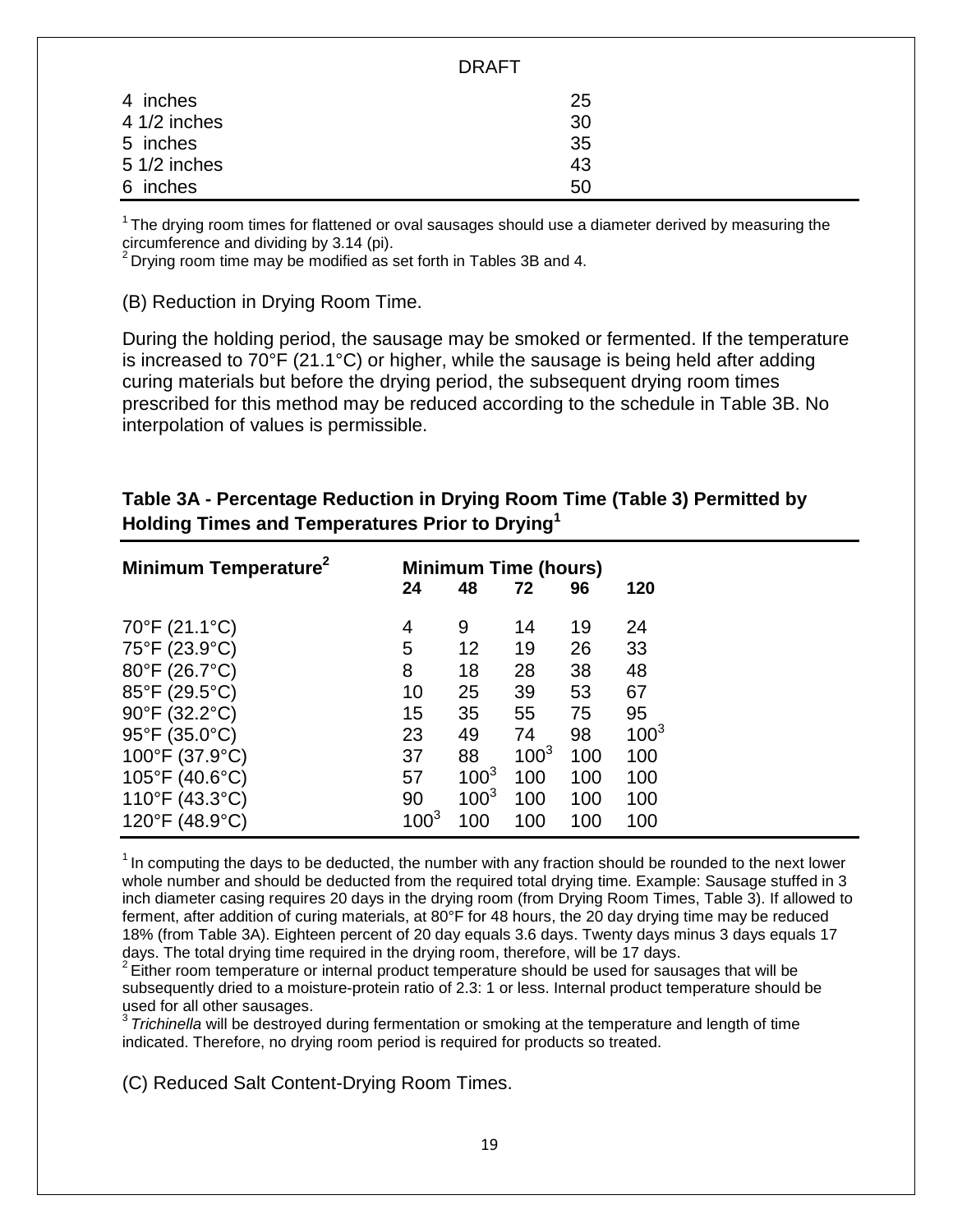| | |
|---|---|
| 4 inches | 25 |
| 4 1/2 inches | 30 |
| 5 inches | 35 |
| 5 1/2 inches | 43 |
| 6 inches | 50 |

[1] The drying room times for flattened or oval sausages should use a diameter derived by measuring the circumference and dividing by 3.14 (pi).
[2] Drying room time may be modified as set forth in Tables 3B and 4.

(B) Reduction in Drying Room Time.

During the holding period, the sausage may be smoked or fermented. If the temperature is increased to 70°F (21.1°C) or higher, while the sausage is being held after adding curing materials but before the drying period, the subsequent drying room times prescribed for this method may be reduced according to the schedule in Table 3B. No interpolation of values is permissible.

**Table 3A - Percentage Reduction in Drying Room Time (Table 3) Permitted by Holding Times and Temperatures Prior to Drying[1]**

| Minimum Temperature[2] | Minimum Time (hours) | | | | |
|---|---|---|---|---|---|
| | 24 | 48 | 72 | 96 | 120 |
| 70°F (21.1°C) | 4 | 9 | 14 | 19 | 24 |
| 75°F (23.9°C) | 5 | 12 | 19 | 26 | 33 |
| 80°F (26.7°C) | 8 | 18 | 28 | 38 | 48 |
| 85°F (29.5°C) | 10 | 25 | 39 | 53 | 67 |
| 90°F (32.2°C) | 15 | 35 | 55 | 75 | 95 |
| 95°F (35.0°C) | 23 | 49 | 74 | 98 | 100[3] |
| 100°F (37.9°C) | 37 | 88 | 100[3] | 100 | 100 |
| 105°F (40.6°C) | 57 | 100[3] | 100 | 100 | 100 |
| 110°F (43.3°C) | 90 | 100[3] | 100 | 100 | 100 |
| 120°F (48.9°C) | 100[3] | 100 | 100 | 100 | 100 |

[1] In computing the days to be deducted, the number with any fraction should be rounded to the next lower whole number and should be deducted from the required total drying time. Example: Sausage stuffed in 3 inch diameter casing requires 20 days in the drying room (from Drying Room Times, Table 3). If allowed to ferment, after addition of curing materials, at 80°F for 48 hours, the 20 day drying time may be reduced 18% (from Table 3A). Eighteen percent of 20 day equals 3.6 days. Twenty days minus 3 days equals 17 days. The total drying time required in the drying room, therefore, will be 17 days.
[2] Either room temperature or internal product temperature should be used for sausages that will be subsequently dried to a moisture-protein ratio of 2.3: 1 or less. Internal product temperature should be used for all other sausages.
[3] *Trichinella* will be destroyed during fermentation or smoking at the temperature and length of time indicated. Therefore, no drying room period is required for products so treated.

(C) Reduced Salt Content-Drying Room Times.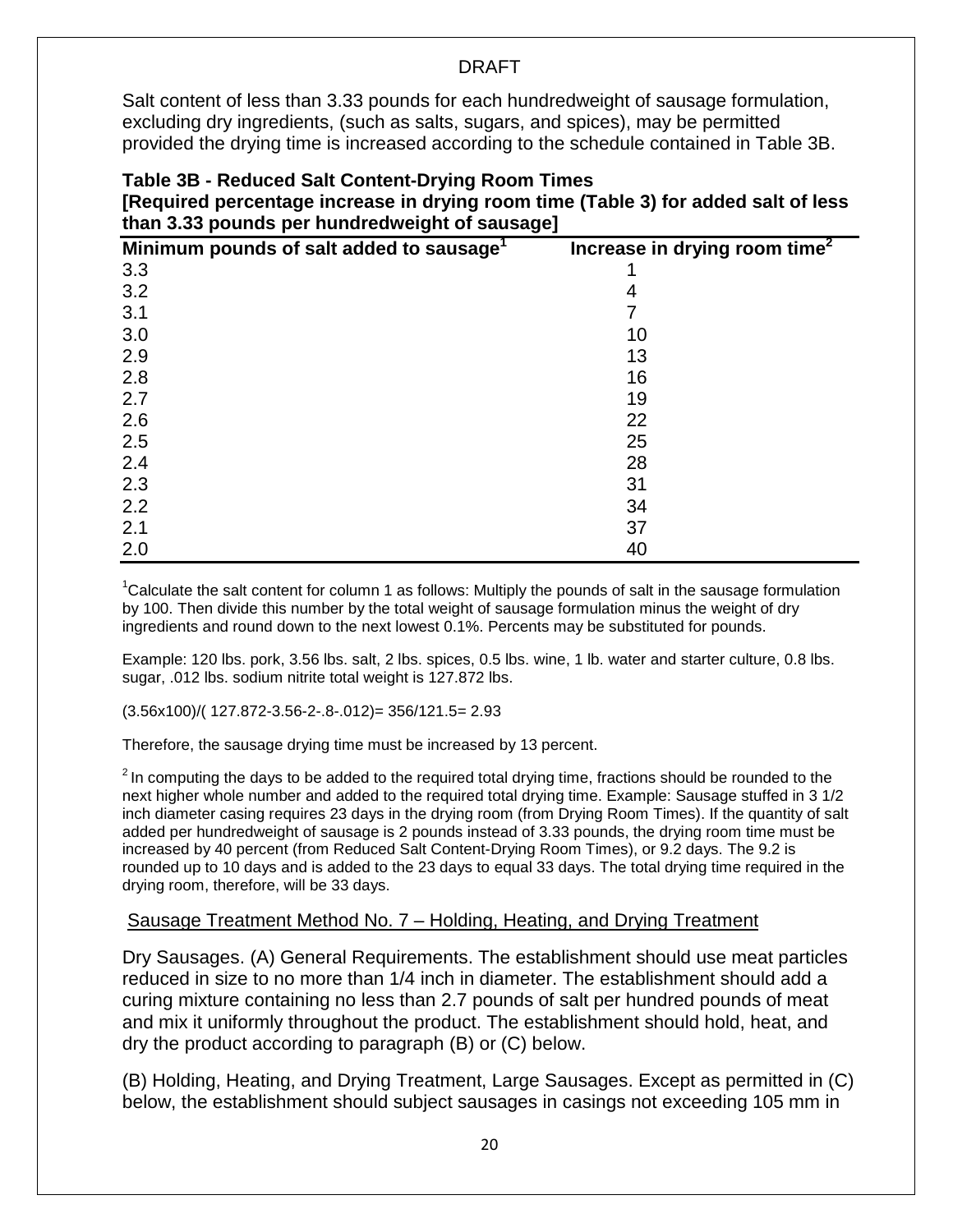DRAFT

Salt content of less than 3.33 pounds for each hundredweight of sausage formulation, excluding dry ingredients, (such as salts, sugars, and spices), may be permitted provided the drying time is increased according to the schedule contained in Table 3B.

**Table 3B - Reduced Salt Content-Drying Room Times**
**[Required percentage increase in drying room time (Table 3) for added salt of less than 3.33 pounds per hundredweight of sausage]**

| Minimum pounds of salt added to sausage[1] | Increase in drying room time[2] |
|---|---|
| 3.3 | 1 |
| 3.2 | 4 |
| 3.1 | 7 |
| 3.0 | 10 |
| 2.9 | 13 |
| 2.8 | 16 |
| 2.7 | 19 |
| 2.6 | 22 |
| 2.5 | 25 |
| 2.4 | 28 |
| 2.3 | 31 |
| 2.2 | 34 |
| 2.1 | 37 |
| 2.0 | 40 |

[1]Calculate the salt content for column 1 as follows: Multiply the pounds of salt in the sausage formulation by 100. Then divide this number by the total weight of sausage formulation minus the weight of dry ingredients and round down to the next lowest 0.1%. Percents may be substituted for pounds.

Example: 120 lbs. pork, 3.56 lbs. salt, 2 lbs. spices, 0.5 lbs. wine, 1 lb. water and starter culture, 0.8 lbs. sugar, .012 lbs. sodium nitrite total weight is 127.872 lbs.

(3.56x100)/( 127.872-3.56-2-.8-.012)= 356/121.5= 2.93

Therefore, the sausage drying time must be increased by 13 percent.

[2] In computing the days to be added to the required total drying time, fractions should be rounded to the next higher whole number and added to the required total drying time. Example: Sausage stuffed in 3 1/2 inch diameter casing requires 23 days in the drying room (from Drying Room Times). If the quantity of salt added per hundredweight of sausage is 2 pounds instead of 3.33 pounds, the drying room time must be increased by 40 percent (from Reduced Salt Content-Drying Room Times), or 9.2 days. The 9.2 is rounded up to 10 days and is added to the 23 days to equal 33 days. The total drying time required in the drying room, therefore, will be 33 days.

Sausage Treatment Method No. 7 – Holding, Heating, and Drying Treatment

Dry Sausages. (A) General Requirements. The establishment should use meat particles reduced in size to no more than 1/4 inch in diameter. The establishment should add a curing mixture containing no less than 2.7 pounds of salt per hundred pounds of meat and mix it uniformly throughout the product. The establishment should hold, heat, and dry the product according to paragraph (B) or (C) below.

(B) Holding, Heating, and Drying Treatment, Large Sausages. Except as permitted in (C) below, the establishment should subject sausages in casings not exceeding 105 mm in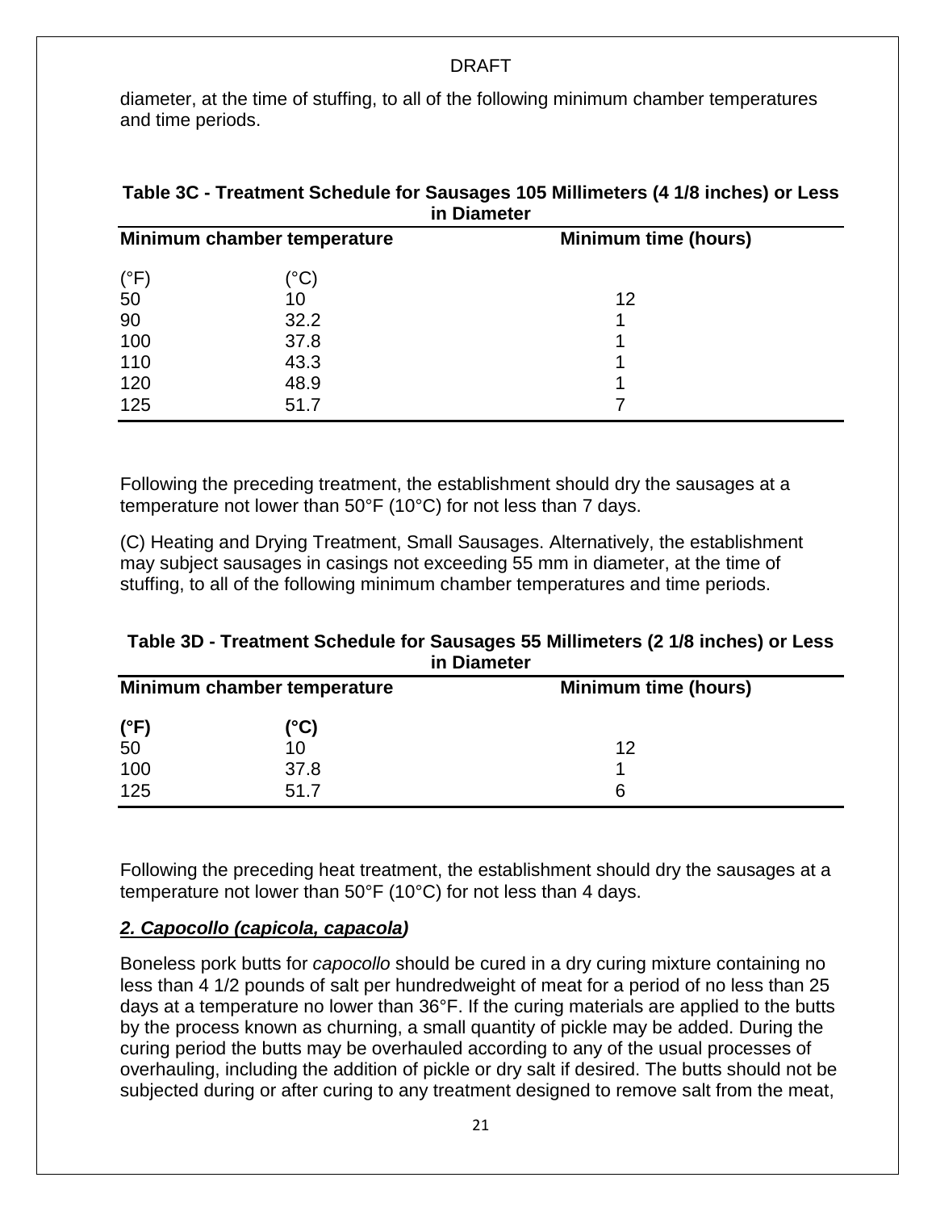diameter, at the time of stuffing, to all of the following minimum chamber temperatures and time periods.

**Table 3C - Treatment Schedule for Sausages 105 Millimeters (4 1/8 inches) or Less in Diameter**

| Minimum chamber temperature | | Minimum time (hours) |
|---|---|---|
| (°F) | (°C) | |
| 50 | 10 | 12 |
| 90 | 32.2 | 1 |
| 100 | 37.8 | 1 |
| 110 | 43.3 | 1 |
| 120 | 48.9 | 1 |
| 125 | 51.7 | 7 |

Following the preceding treatment, the establishment should dry the sausages at a temperature not lower than 50°F (10°C) for not less than 7 days.

(C) Heating and Drying Treatment, Small Sausages. Alternatively, the establishment may subject sausages in casings not exceeding 55 mm in diameter, at the time of stuffing, to all of the following minimum chamber temperatures and time periods.

**Table 3D - Treatment Schedule for Sausages 55 Millimeters (2 1/8 inches) or Less in Diameter**

| Minimum chamber temperature | | Minimum time (hours) |
|---|---|---|
| **(°F)** | **(°C)** | |
| 50 | 10 | 12 |
| 100 | 37.8 | 1 |
| 125 | 51.7 | 6 |

Following the preceding heat treatment, the establishment should dry the sausages at a temperature not lower than 50°F (10°C) for not less than 4 days.

***2. Capocollo (capicola, capacola)***

Boneless pork butts for *capocollo* should be cured in a dry curing mixture containing no less than 4 1/2 pounds of salt per hundredweight of meat for a period of no less than 25 days at a temperature no lower than 36°F. If the curing materials are applied to the butts by the process known as churning, a small quantity of pickle may be added. During the curing period the butts may be overhauled according to any of the usual processes of overhauling, including the addition of pickle or dry salt if desired. The butts should not be subjected during or after curing to any treatment designed to remove salt from the meat,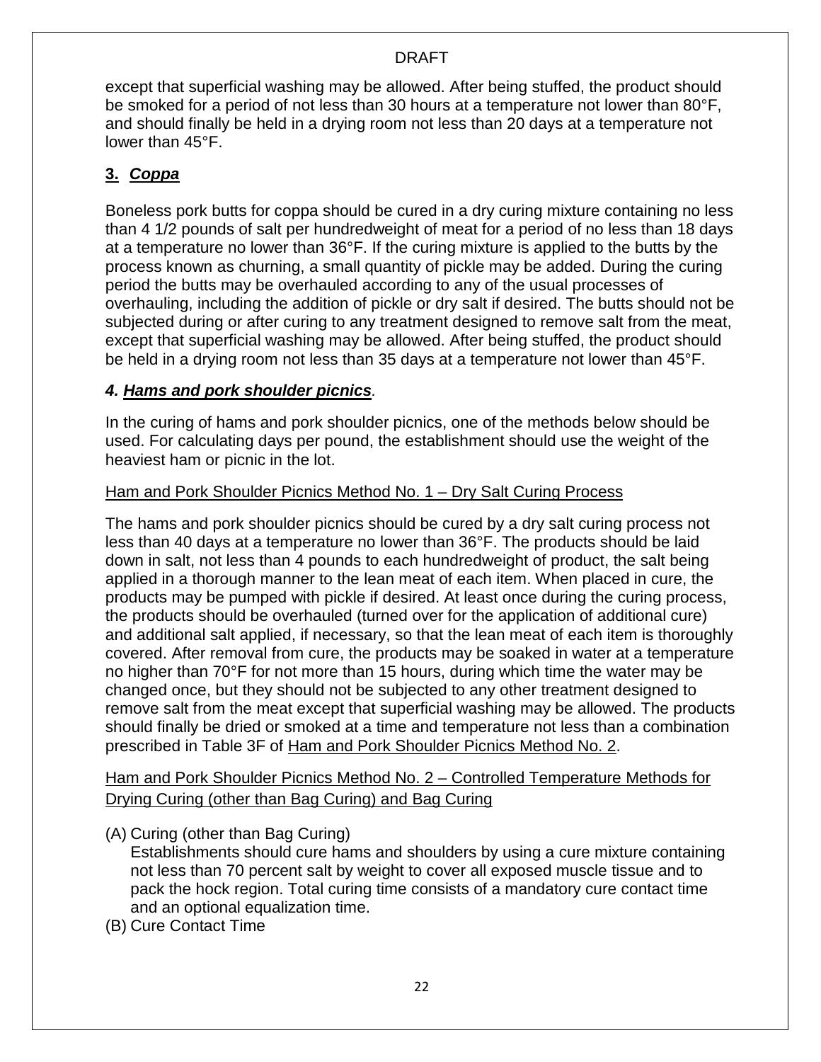except that superficial washing may be allowed. After being stuffed, the product should be smoked for a period of not less than 30 hours at a temperature not lower than 80°F, and should finally be held in a drying room not less than 20 days at a temperature not lower than 45°F.

### **3. *Coppa***

Boneless pork butts for coppa should be cured in a dry curing mixture containing no less than 4 1/2 pounds of salt per hundredweight of meat for a period of no less than 18 days at a temperature no lower than 36°F. If the curing mixture is applied to the butts by the process known as churning, a small quantity of pickle may be added. During the curing period the butts may be overhauled according to any of the usual processes of overhauling, including the addition of pickle or dry salt if desired. The butts should not be subjected during or after curing to any treatment designed to remove salt from the meat, except that superficial washing may be allowed. After being stuffed, the product should be held in a drying room not less than 35 days at a temperature not lower than 45°F.

### ***4. Hams and pork shoulder picnics.***

In the curing of hams and pork shoulder picnics, one of the methods below should be used. For calculating days per pound, the establishment should use the weight of the heaviest ham or picnic in the lot.

Ham and Pork Shoulder Picnics Method No. 1 – Dry Salt Curing Process

The hams and pork shoulder picnics should be cured by a dry salt curing process not less than 40 days at a temperature no lower than 36°F. The products should be laid down in salt, not less than 4 pounds to each hundredweight of product, the salt being applied in a thorough manner to the lean meat of each item. When placed in cure, the products may be pumped with pickle if desired. At least once during the curing process, the products should be overhauled (turned over for the application of additional cure) and additional salt applied, if necessary, so that the lean meat of each item is thoroughly covered. After removal from cure, the products may be soaked in water at a temperature no higher than 70°F for not more than 15 hours, during which time the water may be changed once, but they should not be subjected to any other treatment designed to remove salt from the meat except that superficial washing may be allowed. The products should finally be dried or smoked at a time and temperature not less than a combination prescribed in Table 3F of Ham and Pork Shoulder Picnics Method No. 2.

Ham and Pork Shoulder Picnics Method No. 2 – Controlled Temperature Methods for Drying Curing (other than Bag Curing) and Bag Curing

(A) Curing (other than Bag Curing)
Establishments should cure hams and shoulders by using a cure mixture containing not less than 70 percent salt by weight to cover all exposed muscle tissue and to pack the hock region. Total curing time consists of a mandatory cure contact time and an optional equalization time.

(B) Cure Contact Time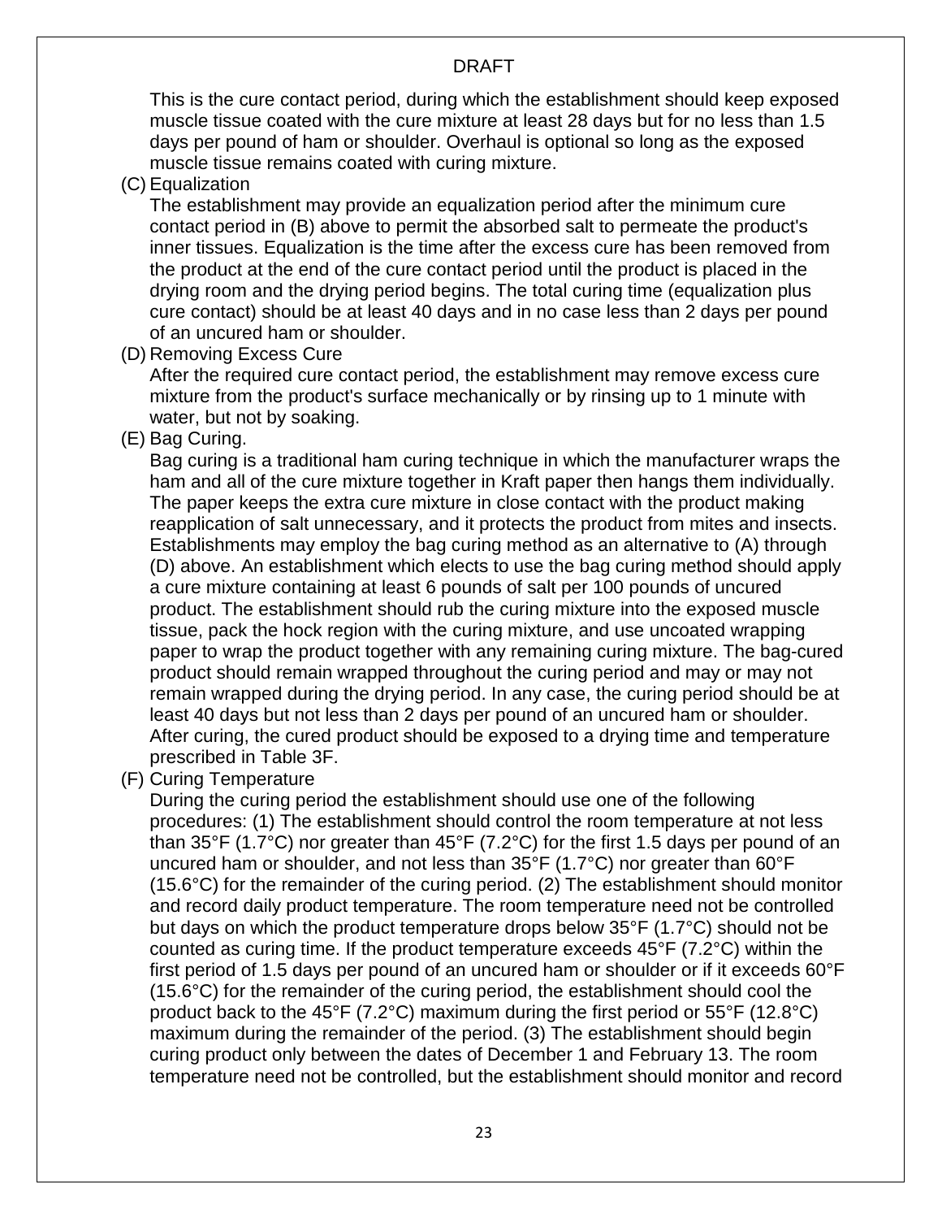This is the cure contact period, during which the establishment should keep exposed muscle tissue coated with the cure mixture at least 28 days but for no less than 1.5 days per pound of ham or shoulder. Overhaul is optional so long as the exposed muscle tissue remains coated with curing mixture.

(C) Equalization

The establishment may provide an equalization period after the minimum cure contact period in (B) above to permit the absorbed salt to permeate the product's inner tissues. Equalization is the time after the excess cure has been removed from the product at the end of the cure contact period until the product is placed in the drying room and the drying period begins. The total curing time (equalization plus cure contact) should be at least 40 days and in no case less than 2 days per pound of an uncured ham or shoulder.

(D) Removing Excess Cure

After the required cure contact period, the establishment may remove excess cure mixture from the product's surface mechanically or by rinsing up to 1 minute with water, but not by soaking.

(E) Bag Curing.

Bag curing is a traditional ham curing technique in which the manufacturer wraps the ham and all of the cure mixture together in Kraft paper then hangs them individually. The paper keeps the extra cure mixture in close contact with the product making reapplication of salt unnecessary, and it protects the product from mites and insects. Establishments may employ the bag curing method as an alternative to (A) through (D) above. An establishment which elects to use the bag curing method should apply a cure mixture containing at least 6 pounds of salt per 100 pounds of uncured product. The establishment should rub the curing mixture into the exposed muscle tissue, pack the hock region with the curing mixture, and use uncoated wrapping paper to wrap the product together with any remaining curing mixture. The bag-cured product should remain wrapped throughout the curing period and may or may not remain wrapped during the drying period. In any case, the curing period should be at least 40 days but not less than 2 days per pound of an uncured ham or shoulder. After curing, the cured product should be exposed to a drying time and temperature prescribed in Table 3F.

(F) Curing Temperature

During the curing period the establishment should use one of the following procedures: (1) The establishment should control the room temperature at not less than 35°F (1.7°C) nor greater than 45°F (7.2°C) for the first 1.5 days per pound of an uncured ham or shoulder, and not less than 35°F (1.7°C) nor greater than 60°F (15.6°C) for the remainder of the curing period. (2) The establishment should monitor and record daily product temperature. The room temperature need not be controlled but days on which the product temperature drops below 35°F (1.7°C) should not be counted as curing time. If the product temperature exceeds 45°F (7.2°C) within the first period of 1.5 days per pound of an uncured ham or shoulder or if it exceeds 60°F (15.6°C) for the remainder of the curing period, the establishment should cool the product back to the 45°F (7.2°C) maximum during the first period or 55°F (12.8°C) maximum during the remainder of the period. (3) The establishment should begin curing product only between the dates of December 1 and February 13. The room temperature need not be controlled, but the establishment should monitor and record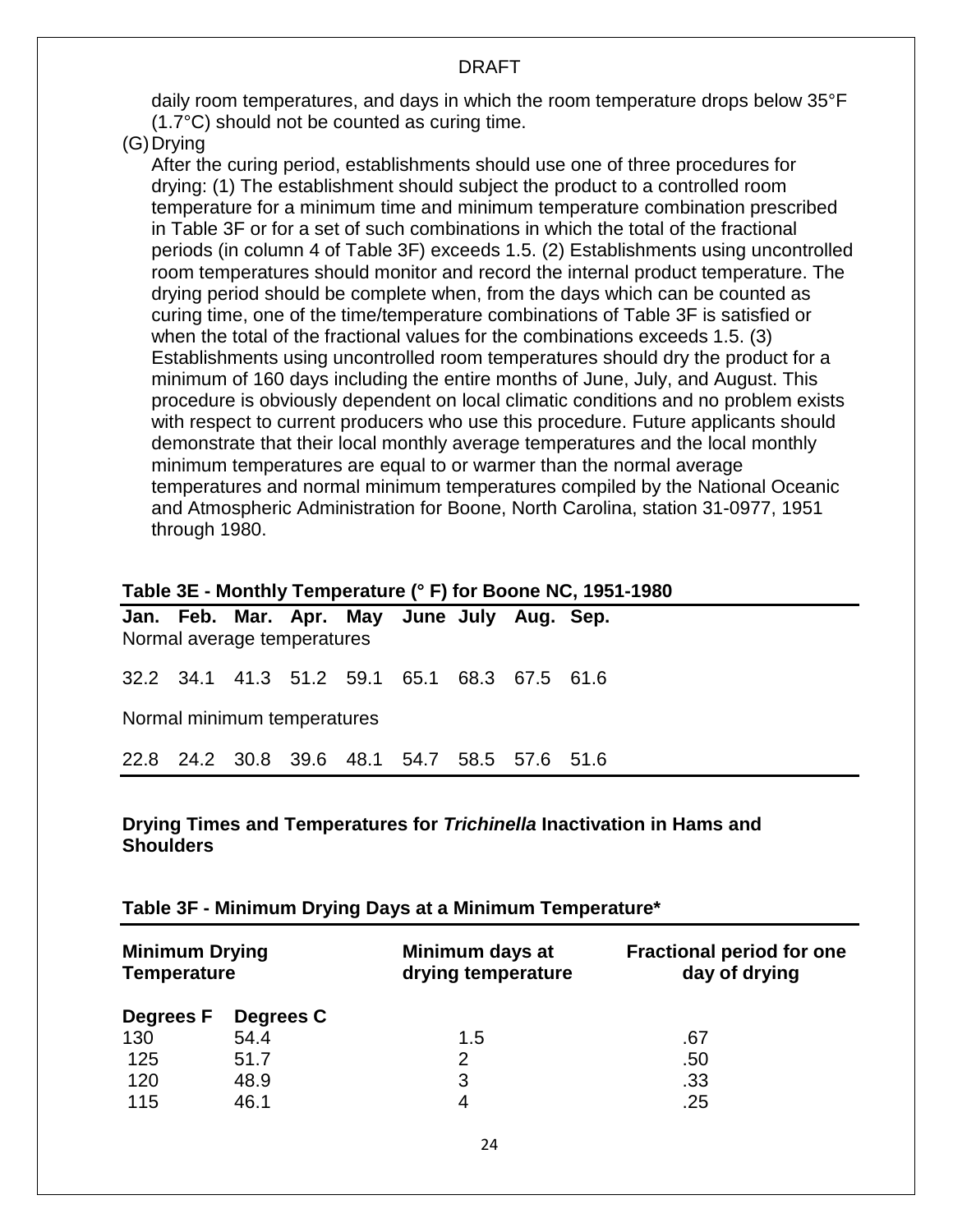daily room temperatures, and days in which the room temperature drops below 35°F (1.7°C) should not be counted as curing time.

(G) Drying

After the curing period, establishments should use one of three procedures for drying: (1) The establishment should subject the product to a controlled room temperature for a minimum time and minimum temperature combination prescribed in Table 3F or for a set of such combinations in which the total of the fractional periods (in column 4 of Table 3F) exceeds 1.5. (2) Establishments using uncontrolled room temperatures should monitor and record the internal product temperature. The drying period should be complete when, from the days which can be counted as curing time, one of the time/temperature combinations of Table 3F is satisfied or when the total of the fractional values for the combinations exceeds 1.5. (3) Establishments using uncontrolled room temperatures should dry the product for a minimum of 160 days including the entire months of June, July, and August. This procedure is obviously dependent on local climatic conditions and no problem exists with respect to current producers who use this procedure. Future applicants should demonstrate that their local monthly average temperatures and the local monthly minimum temperatures are equal to or warmer than the normal average temperatures and normal minimum temperatures compiled by the National Oceanic and Atmospheric Administration for Boone, North Carolina, station 31-0977, 1951 through 1980.

**Table 3E - Monthly Temperature (° F) for Boone NC, 1951-1980**

| **Jan.** | **Feb.** | **Mar.** | **Apr.** | **May** | **June** | **July** | **Aug.** | **Sep.** |
|---|---|---|---|---|---|---|---|---|
| Normal average temperatures | | | | | | | | |
| 32.2 | 34.1 | 41.3 | 51.2 | 59.1 | 65.1 | 68.3 | 67.5 | 61.6 |
| Normal minimum temperatures | | | | | | | | |
| 22.8 | 24.2 | 30.8 | 39.6 | 48.1 | 54.7 | 58.5 | 57.6 | 51.6 |

**Drying Times and Temperatures for *Trichinella* Inactivation in Hams and Shoulders**

**Table 3F - Minimum Drying Days at a Minimum Temperature***

| **Minimum Drying Temperature** | | **Minimum days at drying temperature** | **Fractional period for one day of drying** |
|---|---|---|---|
| **Degrees F** | **Degrees C** | | |
| 130 | 54.4 | 1.5 | .67 |
| 125 | 51.7 | 2 | .50 |
| 120 | 48.9 | 3 | .33 |
| 115 | 46.1 | 4 | .25 |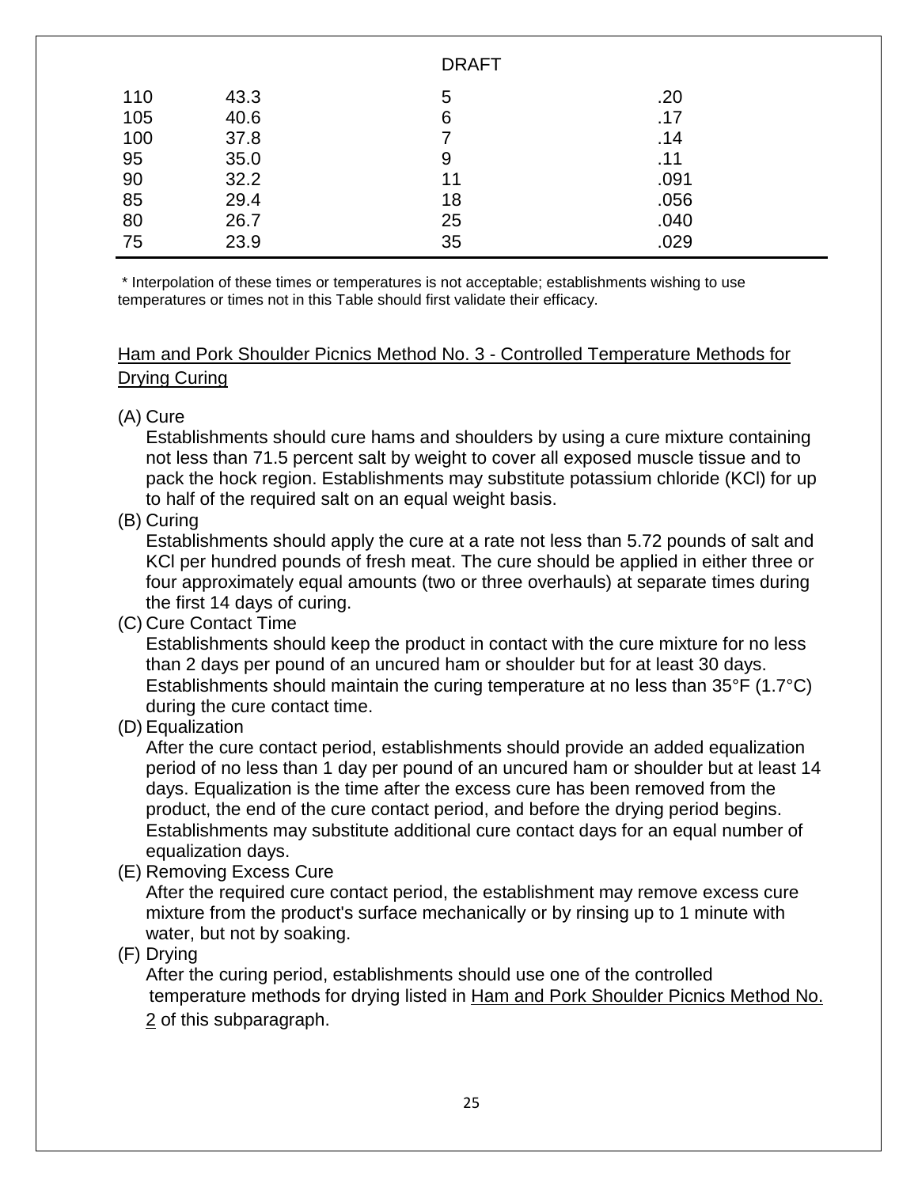DRAFT

| | | | |
|---|---|---|---|
| 110 | 43.3 | 5 | .20 |
| 105 | 40.6 | 6 | .17 |
| 100 | 37.8 | 7 | .14 |
| 95 | 35.0 | 9 | .11 |
| 90 | 32.2 | 11 | .091 |
| 85 | 29.4 | 18 | .056 |
| 80 | 26.7 | 25 | .040 |
| 75 | 23.9 | 35 | .029 |

\* Interpolation of these times or temperatures is not acceptable; establishments wishing to use temperatures or times not in this Table should first validate their efficacy.

<u>Ham and Pork Shoulder Picnics Method No. 3 - Controlled Temperature Methods for Drying Curing</u>

(A) Cure
Establishments should cure hams and shoulders by using a cure mixture containing not less than 71.5 percent salt by weight to cover all exposed muscle tissue and to pack the hock region. Establishments may substitute potassium chloride (KCl) for up to half of the required salt on an equal weight basis.

(B) Curing
Establishments should apply the cure at a rate not less than 5.72 pounds of salt and KCl per hundred pounds of fresh meat. The cure should be applied in either three or four approximately equal amounts (two or three overhauls) at separate times during the first 14 days of curing.

(C) Cure Contact Time
Establishments should keep the product in contact with the cure mixture for no less than 2 days per pound of an uncured ham or shoulder but for at least 30 days. Establishments should maintain the curing temperature at no less than 35°F (1.7°C) during the cure contact time.

(D) Equalization
After the cure contact period, establishments should provide an added equalization period of no less than 1 day per pound of an uncured ham or shoulder but at least 14 days. Equalization is the time after the excess cure has been removed from the product, the end of the cure contact period, and before the drying period begins. Establishments may substitute additional cure contact days for an equal number of equalization days.

(E) Removing Excess Cure
After the required cure contact period, the establishment may remove excess cure mixture from the product's surface mechanically or by rinsing up to 1 minute with water, but not by soaking.

(F) Drying
After the curing period, establishments should use one of the controlled temperature methods for drying listed in <u>Ham and Pork Shoulder Picnics Method No. 2</u> of this subparagraph.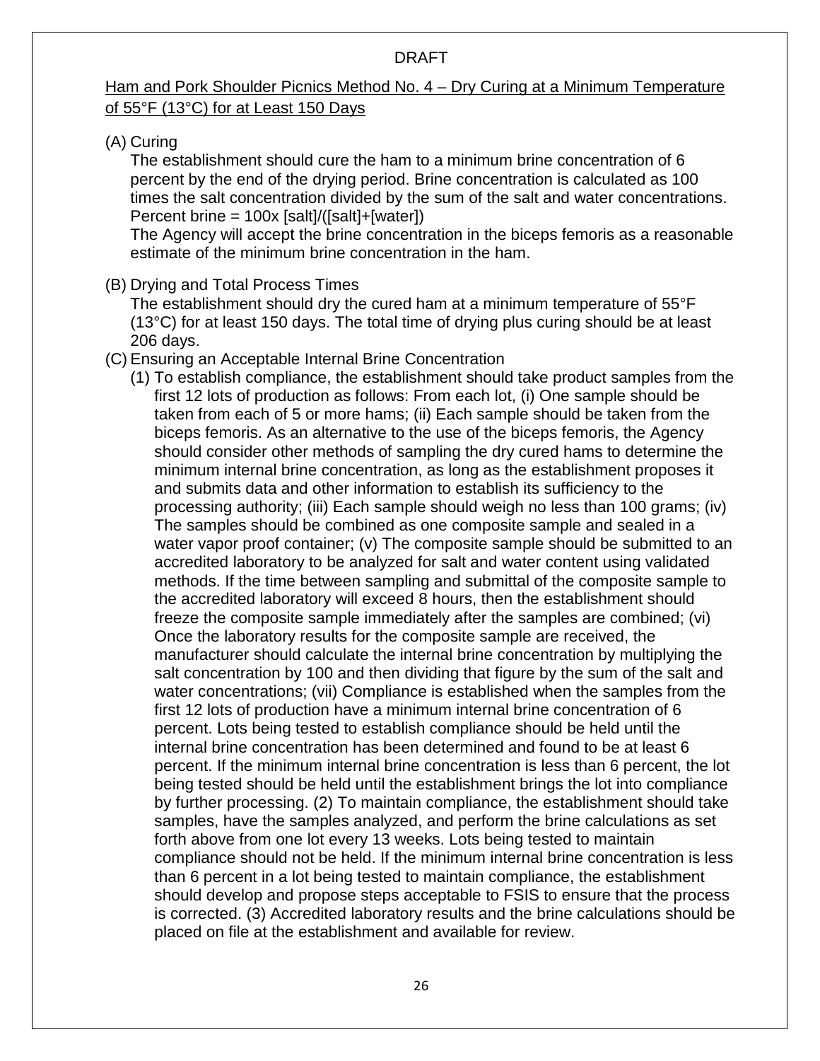DRAFT

<u>Ham and Pork Shoulder Picnics Method No. 4 – Dry Curing at a Minimum Temperature of 55°F (13°C) for at Least 150 Days</u>

(A) Curing

The establishment should cure the ham to a minimum brine concentration of 6 percent by the end of the drying period. Brine concentration is calculated as 100 times the salt concentration divided by the sum of the salt and water concentrations. Percent brine = 100x [salt]/([salt]+[water])

The Agency will accept the brine concentration in the biceps femoris as a reasonable estimate of the minimum brine concentration in the ham.

(B) Drying and Total Process Times

The establishment should dry the cured ham at a minimum temperature of 55°F (13°C) for at least 150 days. The total time of drying plus curing should be at least 206 days.

(C) Ensuring an Acceptable Internal Brine Concentration

(1) To establish compliance, the establishment should take product samples from the first 12 lots of production as follows: From each lot, (i) One sample should be taken from each of 5 or more hams; (ii) Each sample should be taken from the biceps femoris. As an alternative to the use of the biceps femoris, the Agency should consider other methods of sampling the dry cured hams to determine the minimum internal brine concentration, as long as the establishment proposes it and submits data and other information to establish its sufficiency to the processing authority; (iii) Each sample should weigh no less than 100 grams; (iv) The samples should be combined as one composite sample and sealed in a water vapor proof container; (v) The composite sample should be submitted to an accredited laboratory to be analyzed for salt and water content using validated methods. If the time between sampling and submittal of the composite sample to the accredited laboratory will exceed 8 hours, then the establishment should freeze the composite sample immediately after the samples are combined; (vi) Once the laboratory results for the composite sample are received, the manufacturer should calculate the internal brine concentration by multiplying the salt concentration by 100 and then dividing that figure by the sum of the salt and water concentrations; (vii) Compliance is established when the samples from the first 12 lots of production have a minimum internal brine concentration of 6 percent. Lots being tested to establish compliance should be held until the internal brine concentration has been determined and found to be at least 6 percent. If the minimum internal brine concentration is less than 6 percent, the lot being tested should be held until the establishment brings the lot into compliance by further processing. (2) To maintain compliance, the establishment should take samples, have the samples analyzed, and perform the brine calculations as set forth above from one lot every 13 weeks. Lots being tested to maintain compliance should not be held. If the minimum internal brine concentration is less than 6 percent in a lot being tested to maintain compliance, the establishment should develop and propose steps acceptable to FSIS to ensure that the process is corrected. (3) Accredited laboratory results and the brine calculations should be placed on file at the establishment and available for review.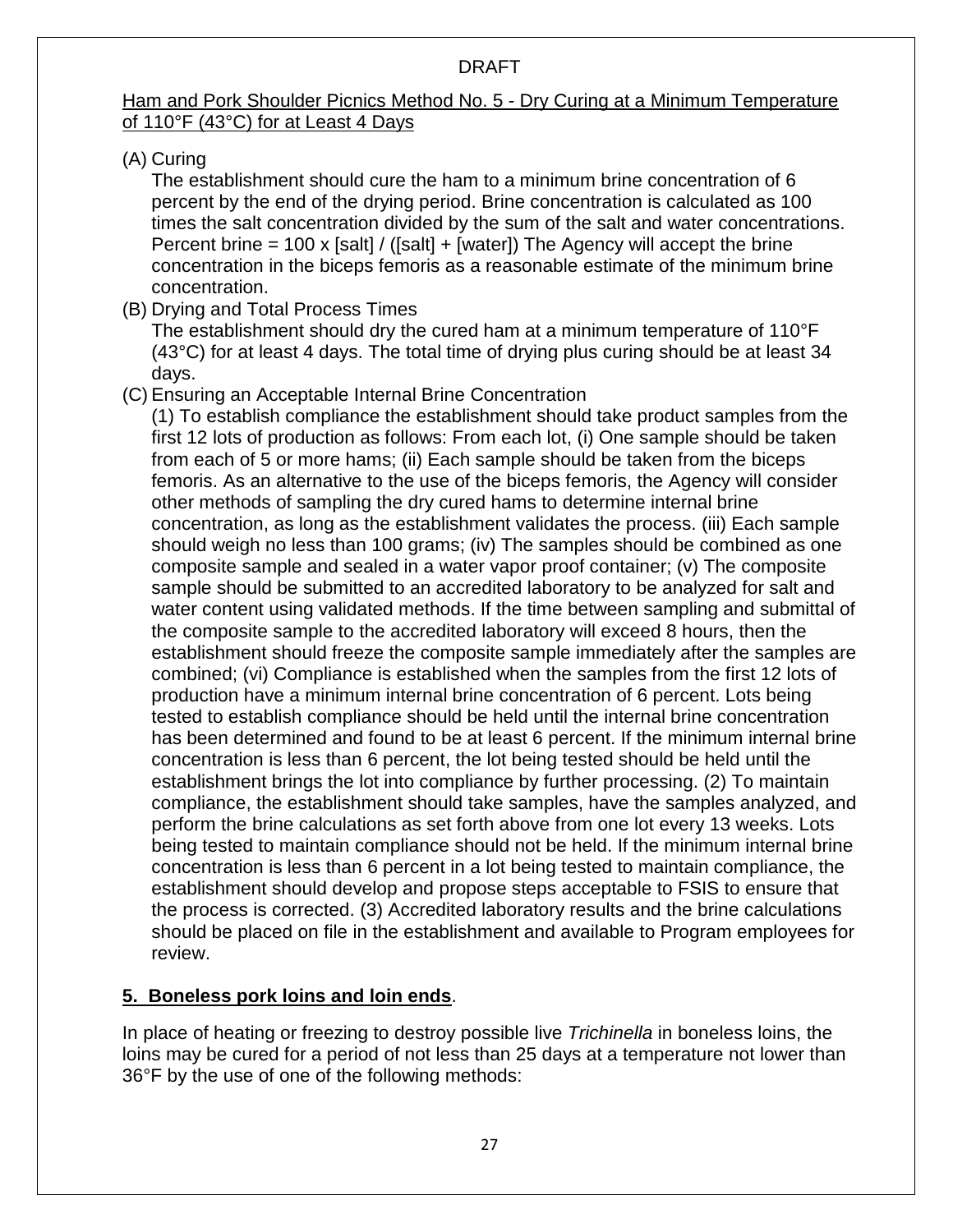Ham and Pork Shoulder Picnics Method No. 5 - Dry Curing at a Minimum Temperature of 110°F (43°C) for at Least 4 Days

(A) Curing

The establishment should cure the ham to a minimum brine concentration of 6 percent by the end of the drying period. Brine concentration is calculated as 100 times the salt concentration divided by the sum of the salt and water concentrations. Percent brine = 100 x [salt] / ([salt] + [water]) The Agency will accept the brine concentration in the biceps femoris as a reasonable estimate of the minimum brine concentration.

(B) Drying and Total Process Times

The establishment should dry the cured ham at a minimum temperature of 110°F (43°C) for at least 4 days. The total time of drying plus curing should be at least 34 days.

(C) Ensuring an Acceptable Internal Brine Concentration

(1) To establish compliance the establishment should take product samples from the first 12 lots of production as follows: From each lot, (i) One sample should be taken from each of 5 or more hams; (ii) Each sample should be taken from the biceps femoris. As an alternative to the use of the biceps femoris, the Agency will consider other methods of sampling the dry cured hams to determine internal brine concentration, as long as the establishment validates the process. (iii) Each sample should weigh no less than 100 grams; (iv) The samples should be combined as one composite sample and sealed in a water vapor proof container; (v) The composite sample should be submitted to an accredited laboratory to be analyzed for salt and water content using validated methods. If the time between sampling and submittal of the composite sample to the accredited laboratory will exceed 8 hours, then the establishment should freeze the composite sample immediately after the samples are combined; (vi) Compliance is established when the samples from the first 12 lots of production have a minimum internal brine concentration of 6 percent. Lots being tested to establish compliance should be held until the internal brine concentration has been determined and found to be at least 6 percent. If the minimum internal brine concentration is less than 6 percent, the lot being tested should be held until the establishment brings the lot into compliance by further processing. (2) To maintain compliance, the establishment should take samples, have the samples analyzed, and perform the brine calculations as set forth above from one lot every 13 weeks. Lots being tested to maintain compliance should not be held. If the minimum internal brine concentration is less than 6 percent in a lot being tested to maintain compliance, the establishment should develop and propose steps acceptable to FSIS to ensure that the process is corrected. (3) Accredited laboratory results and the brine calculations should be placed on file in the establishment and available to Program employees for review.

**5. Boneless pork loins and loin ends**.

In place of heating or freezing to destroy possible live *Trichinella* in boneless loins, the loins may be cured for a period of not less than 25 days at a temperature not lower than 36°F by the use of one of the following methods: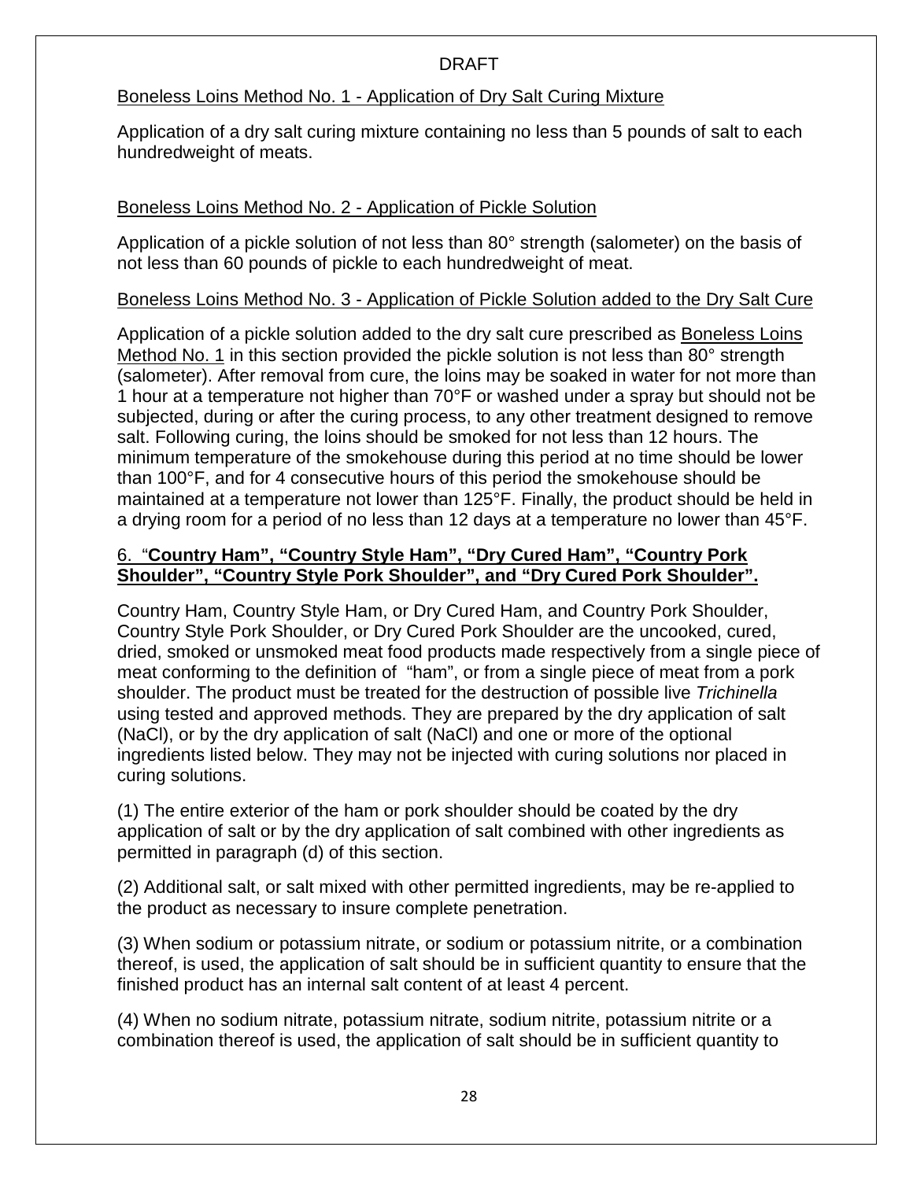DRAFT

Boneless Loins Method No. 1 - Application of Dry Salt Curing Mixture

Application of a dry salt curing mixture containing no less than 5 pounds of salt to each hundredweight of meats.

Boneless Loins Method No. 2 - Application of Pickle Solution

Application of a pickle solution of not less than 80° strength (salometer) on the basis of not less than 60 pounds of pickle to each hundredweight of meat.

Boneless Loins Method No. 3 - Application of Pickle Solution added to the Dry Salt Cure

Application of a pickle solution added to the dry salt cure prescribed as Boneless Loins Method No. 1 in this section provided the pickle solution is not less than 80° strength (salometer). After removal from cure, the loins may be soaked in water for not more than 1 hour at a temperature not higher than 70°F or washed under a spray but should not be subjected, during or after the curing process, to any other treatment designed to remove salt. Following curing, the loins should be smoked for not less than 12 hours. The minimum temperature of the smokehouse during this period at no time should be lower than 100°F, and for 4 consecutive hours of this period the smokehouse should be maintained at a temperature not lower than 125°F. Finally, the product should be held in a drying room for a period of no less than 12 days at a temperature no lower than 45°F.

6. "**Country Ham", "Country Style Ham", "Dry Cured Ham", "Country Pork Shoulder", "Country Style Pork Shoulder", and "Dry Cured Pork Shoulder".**

Country Ham, Country Style Ham, or Dry Cured Ham, and Country Pork Shoulder, Country Style Pork Shoulder, or Dry Cured Pork Shoulder are the uncooked, cured, dried, smoked or unsmoked meat food products made respectively from a single piece of meat conforming to the definition of "ham", or from a single piece of meat from a pork shoulder. The product must be treated for the destruction of possible live *Trichinella* using tested and approved methods. They are prepared by the dry application of salt (NaCl), or by the dry application of salt (NaCl) and one or more of the optional ingredients listed below. They may not be injected with curing solutions nor placed in curing solutions.

(1) The entire exterior of the ham or pork shoulder should be coated by the dry application of salt or by the dry application of salt combined with other ingredients as permitted in paragraph (d) of this section.

(2) Additional salt, or salt mixed with other permitted ingredients, may be re-applied to the product as necessary to insure complete penetration.

(3) When sodium or potassium nitrate, or sodium or potassium nitrite, or a combination thereof, is used, the application of salt should be in sufficient quantity to ensure that the finished product has an internal salt content of at least 4 percent.

(4) When no sodium nitrate, potassium nitrate, sodium nitrite, potassium nitrite or a combination thereof is used, the application of salt should be in sufficient quantity to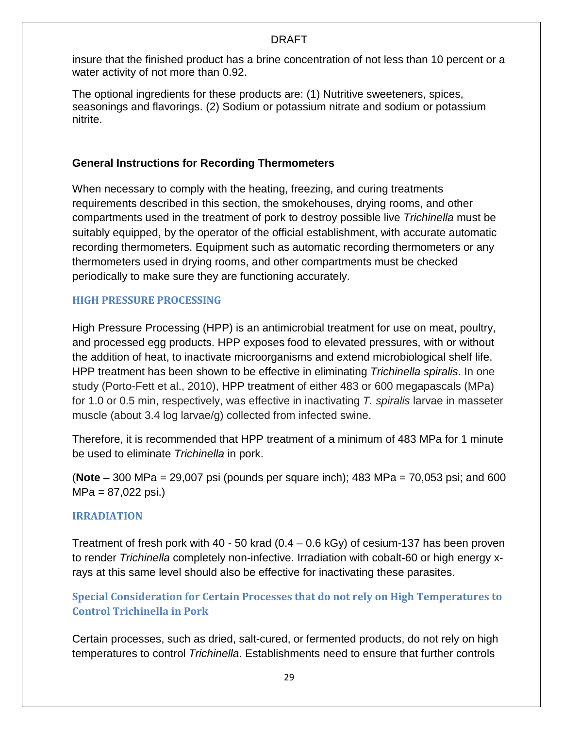insure that the finished product has a brine concentration of not less than 10 percent or a water activity of not more than 0.92.

The optional ingredients for these products are: (1) Nutritive sweeteners, spices, seasonings and flavorings. (2) Sodium or potassium nitrate and sodium or potassium nitrite.

### General Instructions for Recording Thermometers

When necessary to comply with the heating, freezing, and curing treatments requirements described in this section, the smokehouses, drying rooms, and other compartments used in the treatment of pork to destroy possible live *Trichinella* must be suitably equipped, by the operator of the official establishment, with accurate automatic recording thermometers. Equipment such as automatic recording thermometers or any thermometers used in drying rooms, and other compartments must be checked periodically to make sure they are functioning accurately.

### HIGH PRESSURE PROCESSING

High Pressure Processing (HPP) is an antimicrobial treatment for use on meat, poultry, and processed egg products. HPP exposes food to elevated pressures, with or without the addition of heat, to inactivate microorganisms and extend microbiological shelf life. HPP treatment has been shown to be effective in eliminating *Trichinella spiralis*. In one study (Porto-Fett et al., 2010), HPP treatment of either 483 or 600 megapascals (MPa) for 1.0 or 0.5 min, respectively, was effective in inactivating *T. spiralis* larvae in masseter muscle (about 3.4 log larvae/g) collected from infected swine.

Therefore, it is recommended that HPP treatment of a minimum of 483 MPa for 1 minute be used to eliminate *Trichinella* in pork.

(**Note** – 300 MPa = 29,007 psi (pounds per square inch); 483 MPa = 70,053 psi; and 600 MPa = 87,022 psi.)

### IRRADIATION

Treatment of fresh pork with 40 - 50 krad (0.4 – 0.6 kGy) of cesium-137 has been proven to render *Trichinella* completely non-infective. Irradiation with cobalt-60 or high energy x-rays at this same level should also be effective for inactivating these parasites.

### Special Consideration for Certain Processes that do not rely on High Temperatures to Control Trichinella in Pork

Certain processes, such as dried, salt-cured, or fermented products, do not rely on high temperatures to control *Trichinella*. Establishments need to ensure that further controls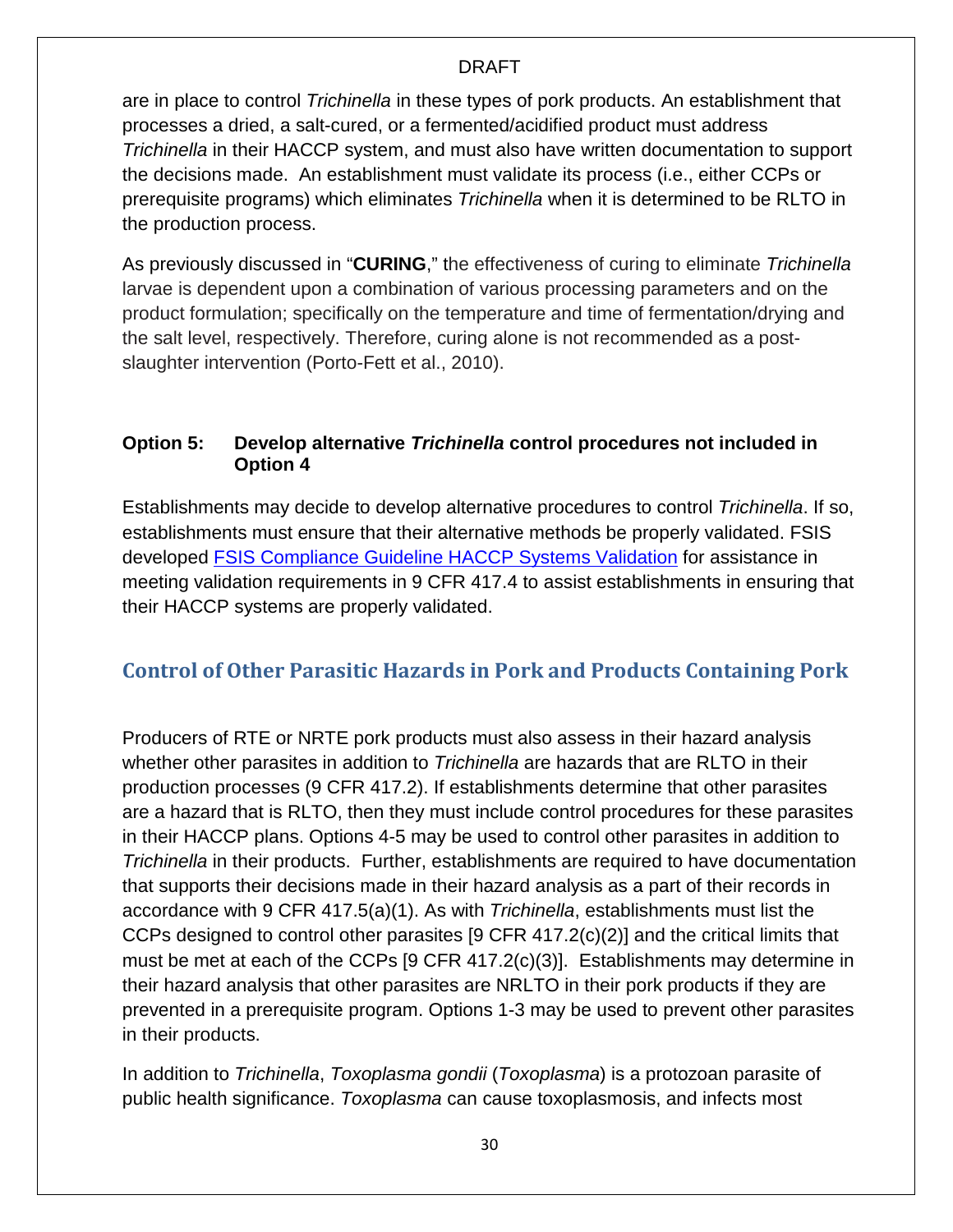are in place to control *Trichinella* in these types of pork products. An establishment that processes a dried, a salt-cured, or a fermented/acidified product must address *Trichinella* in their HACCP system, and must also have written documentation to support the decisions made. An establishment must validate its process (i.e., either CCPs or prerequisite programs) which eliminates *Trichinella* when it is determined to be RLTO in the production process.

As previously discussed in "**CURING**," the effectiveness of curing to eliminate *Trichinella* larvae is dependent upon a combination of various processing parameters and on the product formulation; specifically on the temperature and time of fermentation/drying and the salt level, respectively. Therefore, curing alone is not recommended as a post-slaughter intervention (Porto-Fett et al., 2010).

### Option 5: Develop alternative *Trichinella* control procedures not included in Option 4

Establishments may decide to develop alternative procedures to control *Trichinella*. If so, establishments must ensure that their alternative methods be properly validated. FSIS developed [FSIS Compliance Guideline HACCP Systems Validation]() for assistance in meeting validation requirements in 9 CFR 417.4 to assist establishments in ensuring that their HACCP systems are properly validated.

## Control of Other Parasitic Hazards in Pork and Products Containing Pork

Producers of RTE or NRTE pork products must also assess in their hazard analysis whether other parasites in addition to *Trichinella* are hazards that are RLTO in their production processes (9 CFR 417.2). If establishments determine that other parasites are a hazard that is RLTO, then they must include control procedures for these parasites in their HACCP plans. Options 4-5 may be used to control other parasites in addition to *Trichinella* in their products. Further, establishments are required to have documentation that supports their decisions made in their hazard analysis as a part of their records in accordance with 9 CFR 417.5(a)(1). As with *Trichinella*, establishments must list the CCPs designed to control other parasites [9 CFR 417.2(c)(2)] and the critical limits that must be met at each of the CCPs [9 CFR 417.2(c)(3)]. Establishments may determine in their hazard analysis that other parasites are NRLTO in their pork products if they are prevented in a prerequisite program. Options 1-3 may be used to prevent other parasites in their products.

In addition to *Trichinella*, *Toxoplasma gondii* (*Toxoplasma*) is a protozoan parasite of public health significance. *Toxoplasma* can cause toxoplasmosis, and infects most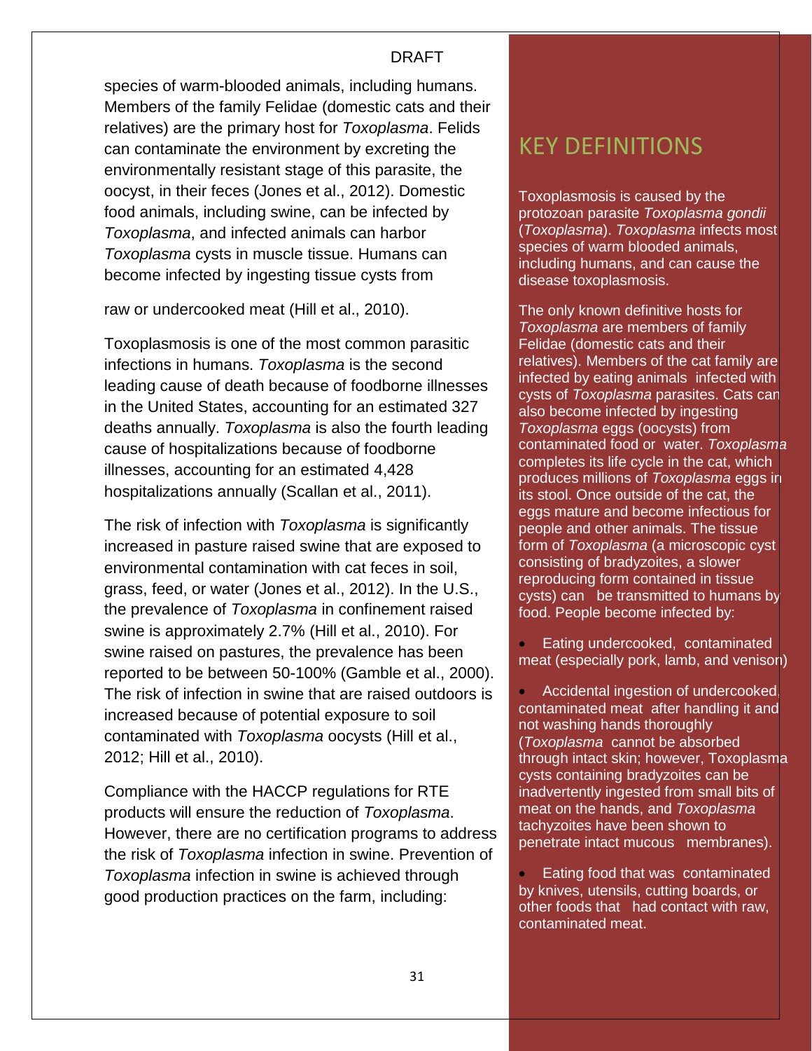species of warm-blooded animals, including humans. Members of the family Felidae (domestic cats and their relatives) are the primary host for *Toxoplasma*. Felids can contaminate the environment by excreting the environmentally resistant stage of this parasite, the oocyst, in their feces (Jones et al., 2012). Domestic food animals, including swine, can be infected by *Toxoplasma*, and infected animals can harbor *Toxoplasma* cysts in muscle tissue. Humans can become infected by ingesting tissue cysts from

raw or undercooked meat (Hill et al., 2010).

Toxoplasmosis is one of the most common parasitic infections in humans. *Toxoplasma* is the second leading cause of death because of foodborne illnesses in the United States, accounting for an estimated 327 deaths annually. *Toxoplasma* is also the fourth leading cause of hospitalizations because of foodborne illnesses, accounting for an estimated 4,428 hospitalizations annually (Scallan et al., 2011).

The risk of infection with *Toxoplasma* is significantly increased in pasture raised swine that are exposed to environmental contamination with cat feces in soil, grass, feed, or water (Jones et al., 2012). In the U.S., the prevalence of *Toxoplasma* in confinement raised swine is approximately 2.7% (Hill et al., 2010). For swine raised on pastures, the prevalence has been reported to be between 50-100% (Gamble et al., 2000). The risk of infection in swine that are raised outdoors is increased because of potential exposure to soil contaminated with *Toxoplasma* oocysts (Hill et al., 2012; Hill et al., 2010).

Compliance with the HACCP regulations for RTE products will ensure the reduction of *Toxoplasma*. However, there are no certification programs to address the risk of *Toxoplasma* infection in swine. Prevention of *Toxoplasma* infection in swine is achieved through good production practices on the farm, including:

## KEY DEFINITIONS

Toxoplasmosis is caused by the protozoan parasite *Toxoplasma gondii* (*Toxoplasma*). *Toxoplasma* infects most species of warm blooded animals, including humans, and can cause the disease toxoplasmosis.

The only known definitive hosts for *Toxoplasma* are members of family Felidae (domestic cats and their relatives). Members of the cat family are infected by eating animals infected with cysts of *Toxoplasma* parasites. Cats can also become infected by ingesting *Toxoplasma* eggs (oocysts) from contaminated food or water. *Toxoplasma* completes its life cycle in the cat, which produces millions of *Toxoplasma* eggs in its stool. Once outside of the cat, the eggs mature and become infectious for people and other animals. The tissue form of *Toxoplasma* (a microscopic cyst consisting of bradyzoites, a slower reproducing form contained in tissue cysts) can be transmitted to humans by food. People become infected by:

- Eating undercooked, contaminated meat (especially pork, lamb, and venison)
- Accidental ingestion of undercooked, contaminated meat after handling it and not washing hands thoroughly (*Toxoplasma* cannot be absorbed through intact skin; however, Toxoplasma cysts containing bradyzoites can be inadvertently ingested from small bits of meat on the hands, and *Toxoplasma* tachyzoites have been shown to penetrate intact mucous membranes).
- Eating food that was contaminated by knives, utensils, cutting boards, or other foods that had contact with raw, contaminated meat.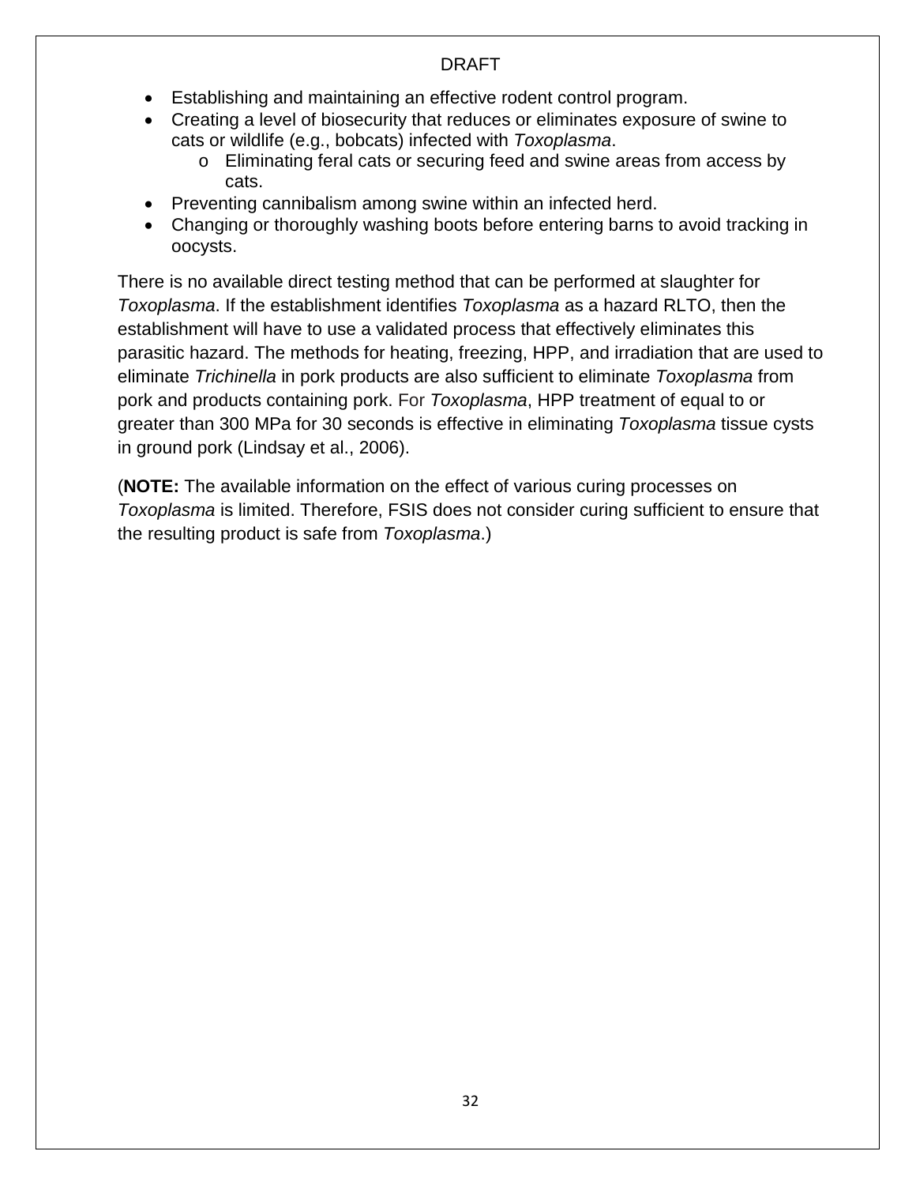- Establishing and maintaining an effective rodent control program.
- Creating a level of biosecurity that reduces or eliminates exposure of swine to cats or wildlife (e.g., bobcats) infected with *Toxoplasma*.
    - Eliminating feral cats or securing feed and swine areas from access by cats.
- Preventing cannibalism among swine within an infected herd.
- Changing or thoroughly washing boots before entering barns to avoid tracking in oocysts.

There is no available direct testing method that can be performed at slaughter for *Toxoplasma*. If the establishment identifies *Toxoplasma* as a hazard RLTO, then the establishment will have to use a validated process that effectively eliminates this parasitic hazard. The methods for heating, freezing, HPP, and irradiation that are used to eliminate *Trichinella* in pork products are also sufficient to eliminate *Toxoplasma* from pork and products containing pork. For *Toxoplasma*, HPP treatment of equal to or greater than 300 MPa for 30 seconds is effective in eliminating *Toxoplasma* tissue cysts in ground pork (Lindsay et al., 2006).

(**NOTE:** The available information on the effect of various curing processes on *Toxoplasma* is limited. Therefore, FSIS does not consider curing sufficient to ensure that the resulting product is safe from *Toxoplasma*.)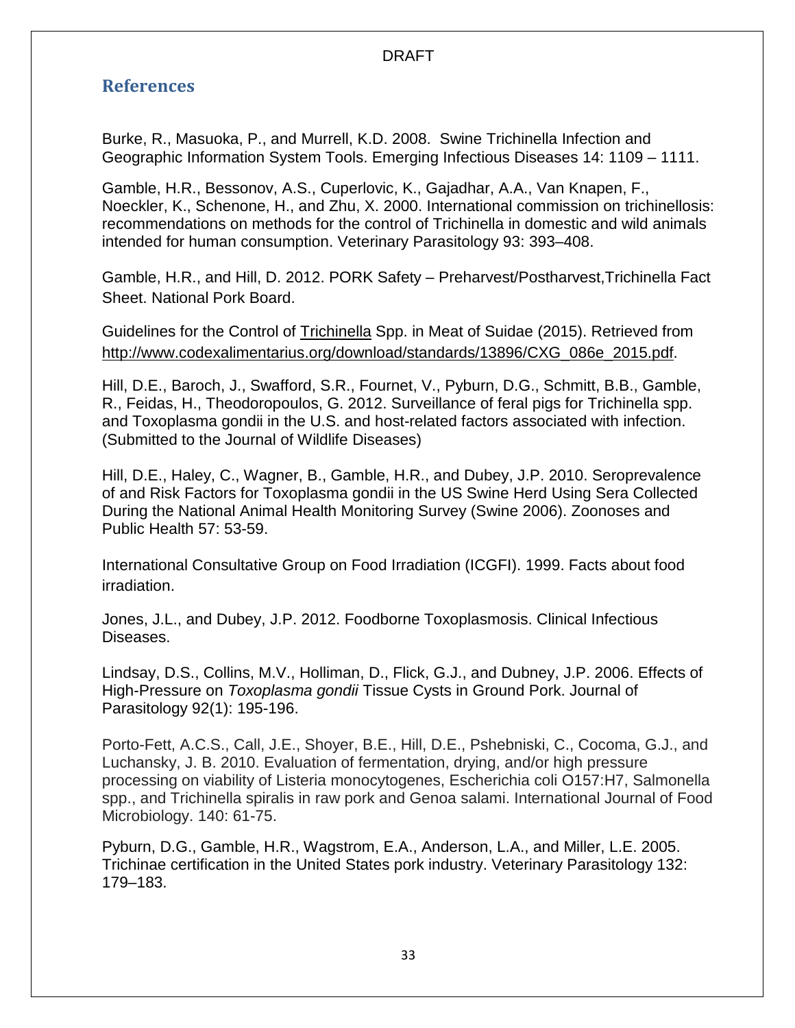## References

Burke, R., Masuoka, P., and Murrell, K.D. 2008. Swine Trichinella Infection and Geographic Information System Tools. Emerging Infectious Diseases 14: 1109 – 1111.

Gamble, H.R., Bessonov, A.S., Cuperlovic, K., Gajadhar, A.A., Van Knapen, F., Noeckler, K., Schenone, H., and Zhu, X. 2000. International commission on trichinellosis: recommendations on methods for the control of Trichinella in domestic and wild animals intended for human consumption. Veterinary Parasitology 93: 393–408.

Gamble, H.R., and Hill, D. 2012. PORK Safety – Preharvest/Postharvest,Trichinella Fact Sheet. National Pork Board.

Guidelines for the Control of Trichinella Spp. in Meat of Suidae (2015). Retrieved from http://www.codexalimentarius.org/download/standards/13896/CXG_086e_2015.pdf.

Hill, D.E., Baroch, J., Swafford, S.R., Fournet, V., Pyburn, D.G., Schmitt, B.B., Gamble, R., Feidas, H., Theodoropoulos, G. 2012. Surveillance of feral pigs for Trichinella spp. and Toxoplasma gondii in the U.S. and host-related factors associated with infection. (Submitted to the Journal of Wildlife Diseases)

Hill, D.E., Haley, C., Wagner, B., Gamble, H.R., and Dubey, J.P. 2010. Seroprevalence of and Risk Factors for Toxoplasma gondii in the US Swine Herd Using Sera Collected During the National Animal Health Monitoring Survey (Swine 2006). Zoonoses and Public Health 57: 53-59.

International Consultative Group on Food Irradiation (ICGFI). 1999. Facts about food irradiation.

Jones, J.L., and Dubey, J.P. 2012. Foodborne Toxoplasmosis. Clinical Infectious Diseases.

Lindsay, D.S., Collins, M.V., Holliman, D., Flick, G.J., and Dubney, J.P. 2006. Effects of High-Pressure on *Toxoplasma gondii* Tissue Cysts in Ground Pork. Journal of Parasitology 92(1): 195-196.

Porto-Fett, A.C.S., Call, J.E., Shoyer, B.E., Hill, D.E., Pshebniski, C., Cocoma, G.J., and Luchansky, J. B. 2010. Evaluation of fermentation, drying, and/or high pressure processing on viability of Listeria monocytogenes, Escherichia coli O157:H7, Salmonella spp., and Trichinella spiralis in raw pork and Genoa salami. International Journal of Food Microbiology. 140: 61-75.

Pyburn, D.G., Gamble, H.R., Wagstrom, E.A., Anderson, L.A., and Miller, L.E. 2005. Trichinae certification in the United States pork industry. Veterinary Parasitology 132: 179–183.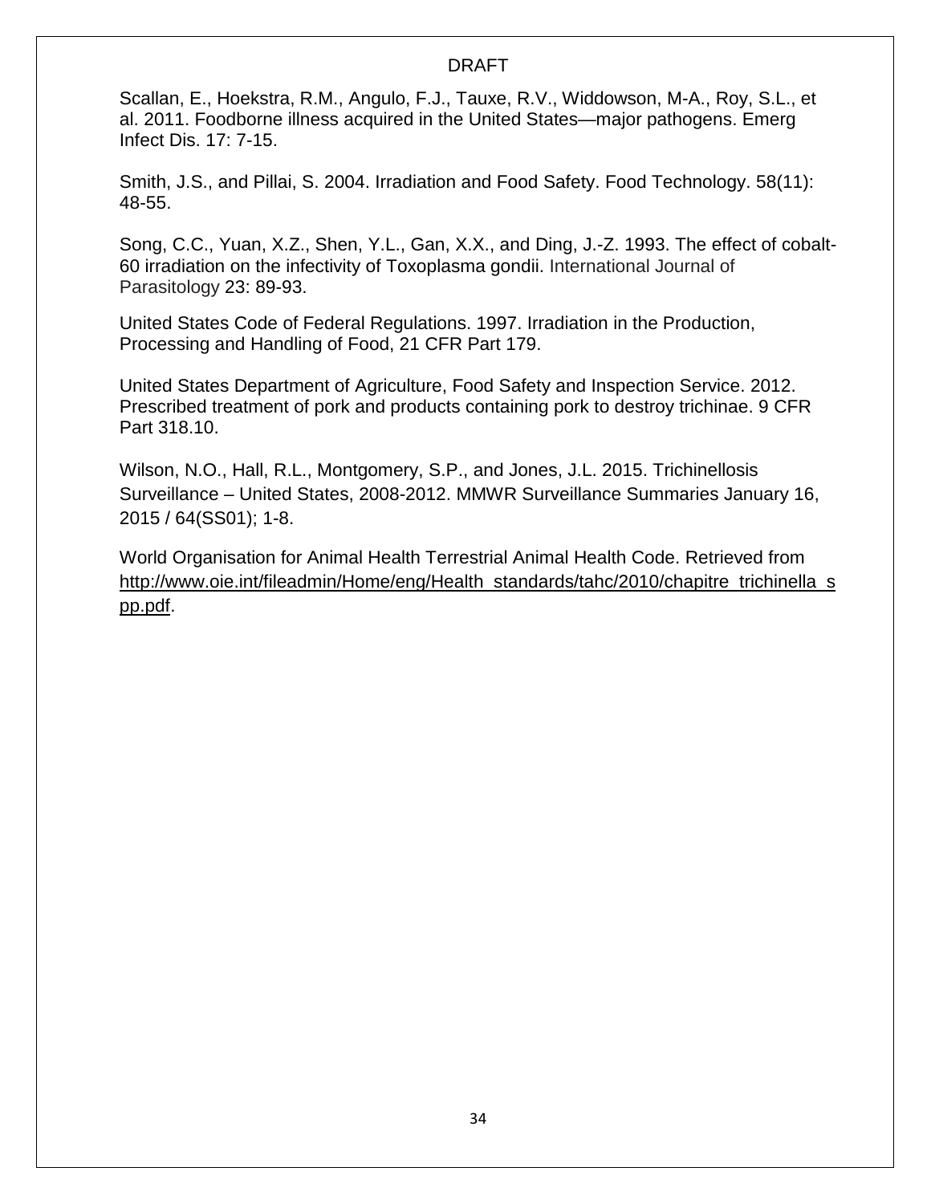Scallan, E., Hoekstra, R.M., Angulo, F.J., Tauxe, R.V., Widdowson, M-A., Roy, S.L., et al. 2011. Foodborne illness acquired in the United States—major pathogens. Emerg Infect Dis. 17: 7-15.

Smith, J.S., and Pillai, S. 2004. Irradiation and Food Safety. Food Technology. 58(11): 48-55.

Song, C.C., Yuan, X.Z., Shen, Y.L., Gan, X.X., and Ding, J.-Z. 1993. The effect of cobalt-60 irradiation on the infectivity of Toxoplasma gondii. International Journal of Parasitology 23: 89-93.

United States Code of Federal Regulations. 1997. Irradiation in the Production, Processing and Handling of Food, 21 CFR Part 179.

United States Department of Agriculture, Food Safety and Inspection Service. 2012. Prescribed treatment of pork and products containing pork to destroy trichinae. 9 CFR Part 318.10.

Wilson, N.O., Hall, R.L., Montgomery, S.P., and Jones, J.L. 2015. Trichinellosis Surveillance – United States, 2008-2012. MMWR Surveillance Summaries January 16, 2015 / 64(SS01); 1-8.

World Organisation for Animal Health Terrestrial Animal Health Code. Retrieved from http://www.oie.int/fileadmin/Home/eng/Health_standards/tahc/2010/chapitre_trichinella_spp.pdf.